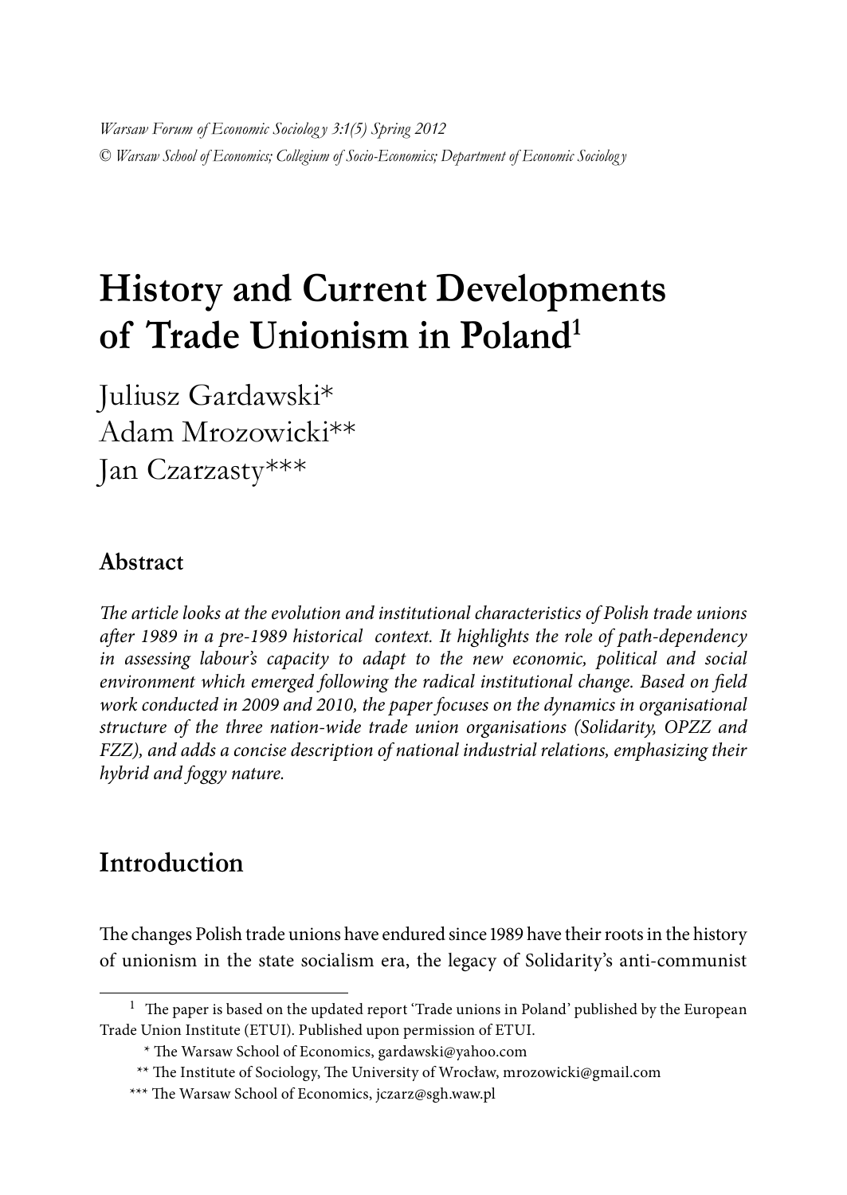*Warsaw Forum of Economic Sociology 3:1(5) Spring 2012*
*© Warsaw School of Economics; Collegium of Socio-Economics; Department of Economic Sociology*

# History and Current Developments of Trade Unionism in Poland[1]

Juliusz Gardawski*
Adam Mrozowicki**
Jan Czarzasty***

## Abstract

*The article looks at the evolution and institutional characteristics of Polish trade unions after 1989 in a pre-1989 historical context. It highlights the role of path-dependency in assessing labour's capacity to adapt to the new economic, political and social environment which emerged following the radical institutional change. Based on field work conducted in 2009 and 2010, the paper focuses on the dynamics in organisational structure of the three nation-wide trade union organisations (Solidarity, OPZZ and FZZ), and adds a concise description of national industrial relations, emphasizing their hybrid and foggy nature.*

## Introduction

The changes Polish trade unions have endured since 1989 have their roots in the history of unionism in the state socialism era, the legacy of Solidarity's anti-communist

---

[1] The paper is based on the updated report 'Trade unions in Poland' published by the European Trade Union Institute (ETUI). Published upon permission of ETUI.

* The Warsaw School of Economics, gardawski@yahoo.com

** The Institute of Sociology, The University of Wrocław, mrozowicki@gmail.com

*** The Warsaw School of Economics, jczarz@sgh.waw.pl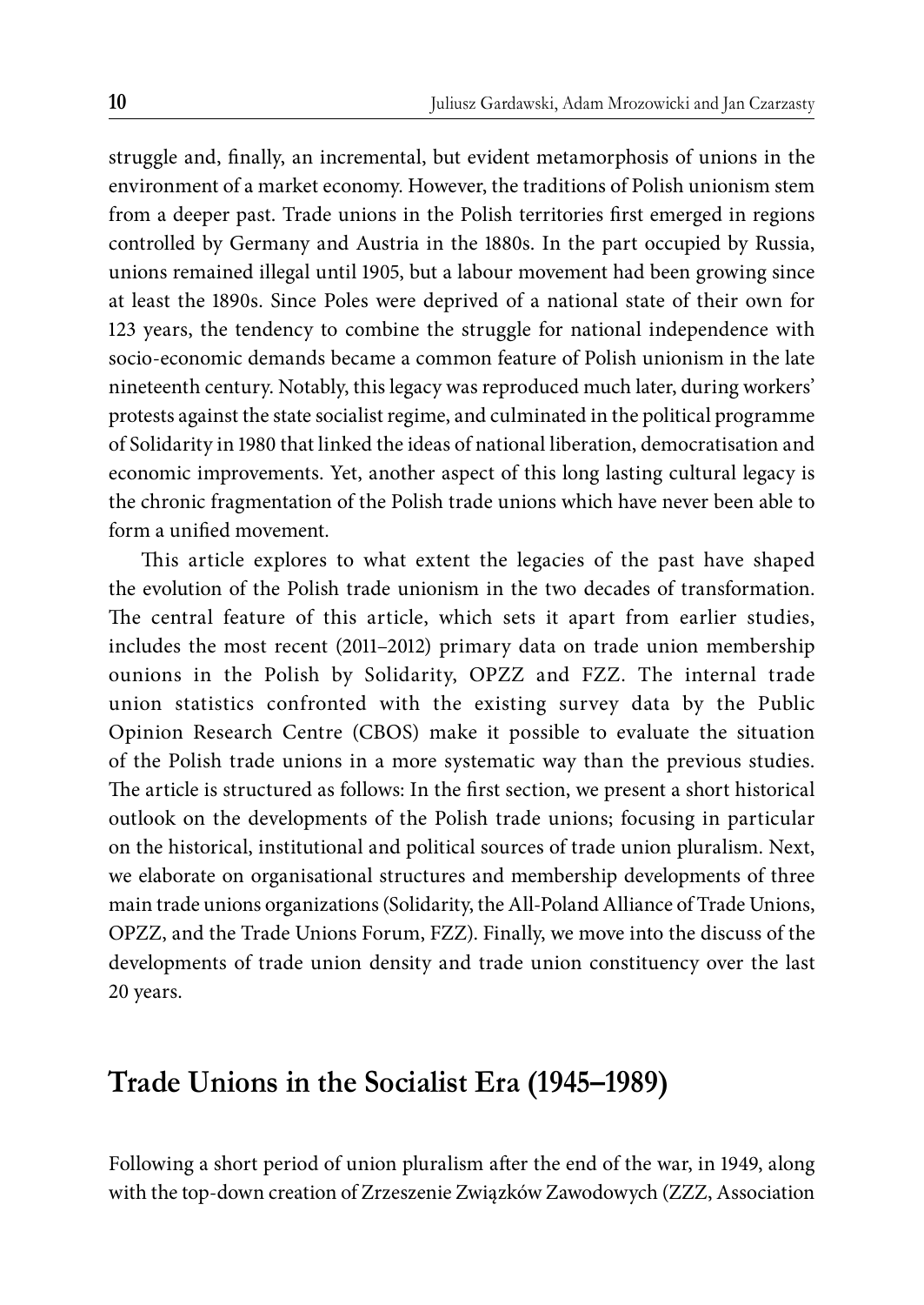struggle and, finally, an incremental, but evident metamorphosis of unions in the environment of a market economy. However, the traditions of Polish unionism stem from a deeper past. Trade unions in the Polish territories first emerged in regions controlled by Germany and Austria in the 1880s. In the part occupied by Russia, unions remained illegal until 1905, but a labour movement had been growing since at least the 1890s. Since Poles were deprived of a national state of their own for 123 years, the tendency to combine the struggle for national independence with socio-economic demands became a common feature of Polish unionism in the late nineteenth century. Notably, this legacy was reproduced much later, during workers' protests against the state socialist regime, and culminated in the political programme of Solidarity in 1980 that linked the ideas of national liberation, democratisation and economic improvements. Yet, another aspect of this long lasting cultural legacy is the chronic fragmentation of the Polish trade unions which have never been able to form a unified movement.

This article explores to what extent the legacies of the past have shaped the evolution of the Polish trade unionism in the two decades of transformation. The central feature of this article, which sets it apart from earlier studies, includes the most recent (2011–2012) primary data on trade union membership ounions in the Polish by Solidarity, OPZZ and FZZ. The internal trade union statistics confronted with the existing survey data by the Public Opinion Research Centre (CBOS) make it possible to evaluate the situation of the Polish trade unions in a more systematic way than the previous studies. The article is structured as follows: In the first section, we present a short historical outlook on the developments of the Polish trade unions; focusing in particular on the historical, institutional and political sources of trade union pluralism. Next, we elaborate on organisational structures and membership developments of three main trade unions organizations (Solidarity, the All-Poland Alliance of Trade Unions, OPZZ, and the Trade Unions Forum, FZZ). Finally, we move into the discuss of the developments of trade union density and trade union constituency over the last 20 years.

## Trade Unions in the Socialist Era (1945–1989)

Following a short period of union pluralism after the end of the war, in 1949, along with the top-down creation of Zrzeszenie Związków Zawodowych (ZZZ, Association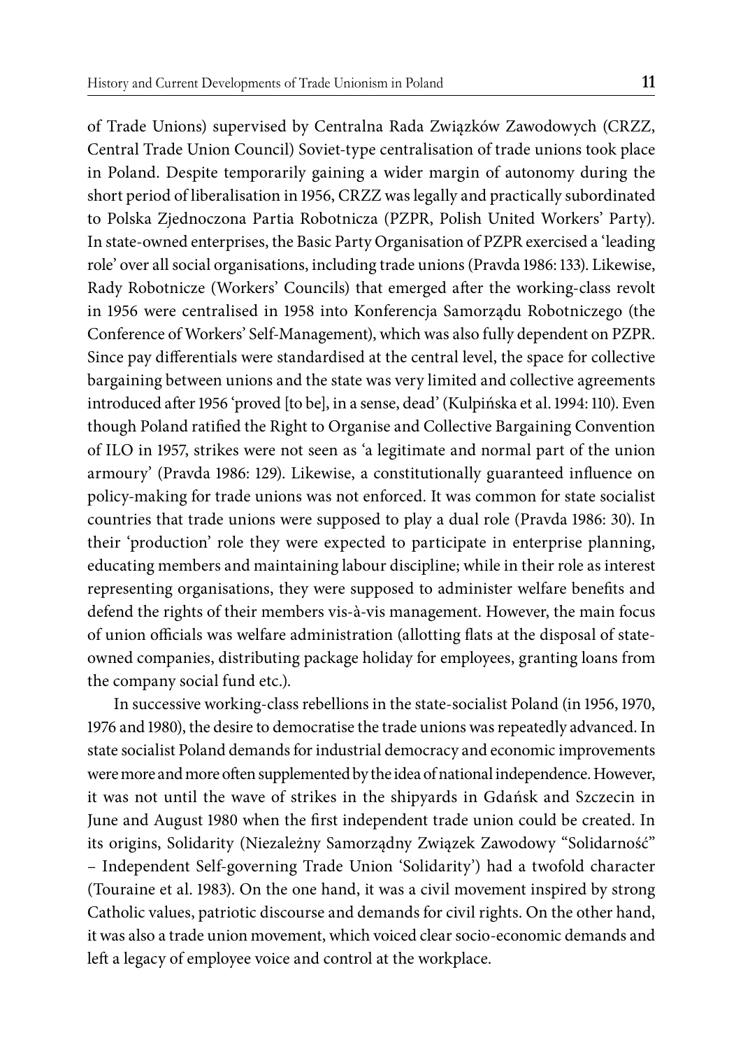of Trade Unions) supervised by Centralna Rada Związków Zawodowych (CRZZ, Central Trade Union Council) Soviet-type centralisation of trade unions took place in Poland. Despite temporarily gaining a wider margin of autonomy during the short period of liberalisation in 1956, CRZZ was legally and practically subordinated to Polska Zjednoczona Partia Robotnicza (PZPR, Polish United Workers' Party). In state-owned enterprises, the Basic Party Organisation of PZPR exercised a 'leading role' over all social organisations, including trade unions (Pravda 1986: 133). Likewise, Rady Robotnicze (Workers' Councils) that emerged after the working-class revolt in 1956 were centralised in 1958 into Konferencja Samorządu Robotniczego (the Conference of Workers' Self-Management), which was also fully dependent on PZPR. Since pay differentials were standardised at the central level, the space for collective bargaining between unions and the state was very limited and collective agreements introduced after 1956 'proved [to be], in a sense, dead' (Kulpińska et al. 1994: 110). Even though Poland ratified the Right to Organise and Collective Bargaining Convention of ILO in 1957, strikes were not seen as 'a legitimate and normal part of the union armoury' (Pravda 1986: 129). Likewise, a constitutionally guaranteed influence on policy-making for trade unions was not enforced. It was common for state socialist countries that trade unions were supposed to play a dual role (Pravda 1986: 30). In their 'production' role they were expected to participate in enterprise planning, educating members and maintaining labour discipline; while in their role as interest representing organisations, they were supposed to administer welfare benefits and defend the rights of their members vis-à-vis management. However, the main focus of union officials was welfare administration (allotting flats at the disposal of state-owned companies, distributing package holiday for employees, granting loans from the company social fund etc.).

In successive working-class rebellions in the state-socialist Poland (in 1956, 1970, 1976 and 1980), the desire to democratise the trade unions was repeatedly advanced. In state socialist Poland demands for industrial democracy and economic improvements were more and more often supplemented by the idea of national independence. However, it was not until the wave of strikes in the shipyards in Gdańsk and Szczecin in June and August 1980 when the first independent trade union could be created. In its origins, Solidarity (Niezależny Samorządny Związek Zawodowy "Solidarność" – Independent Self-governing Trade Union 'Solidarity') had a twofold character (Touraine et al. 1983). On the one hand, it was a civil movement inspired by strong Catholic values, patriotic discourse and demands for civil rights. On the other hand, it was also a trade union movement, which voiced clear socio-economic demands and left a legacy of employee voice and control at the workplace.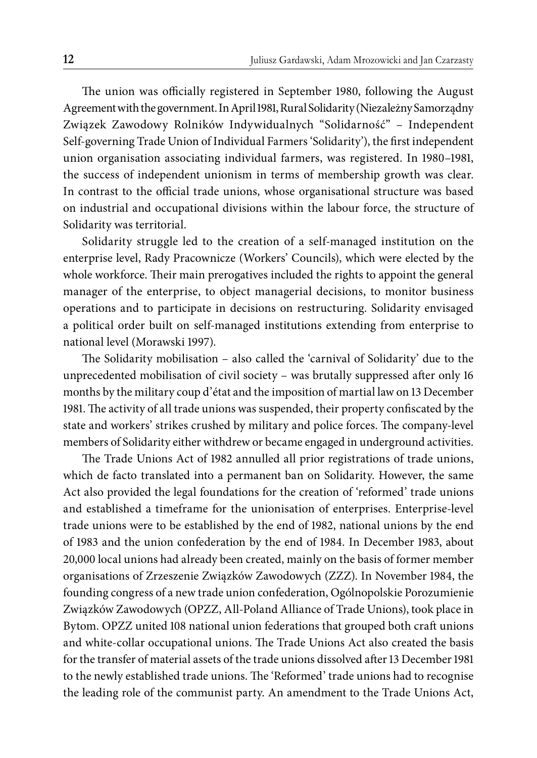The union was officially registered in September 1980, following the August Agreement with the government. In April 1981, Rural Solidarity (Niezależny Samorządny Związek Zawodowy Rolników Indywidualnych "Solidarność" – Independent Self-governing Trade Union of Individual Farmers 'Solidarity'), the first independent union organisation associating individual farmers, was registered. In 1980–1981, the success of independent unionism in terms of membership growth was clear. In contrast to the official trade unions, whose organisational structure was based on industrial and occupational divisions within the labour force, the structure of Solidarity was territorial.

Solidarity struggle led to the creation of a self-managed institution on the enterprise level, Rady Pracownicze (Workers' Councils), which were elected by the whole workforce. Their main prerogatives included the rights to appoint the general manager of the enterprise, to object managerial decisions, to monitor business operations and to participate in decisions on restructuring. Solidarity envisaged a political order built on self-managed institutions extending from enterprise to national level (Morawski 1997).

The Solidarity mobilisation – also called the 'carnival of Solidarity' due to the unprecedented mobilisation of civil society – was brutally suppressed after only 16 months by the military coup d'état and the imposition of martial law on 13 December 1981. The activity of all trade unions was suspended, their property confiscated by the state and workers' strikes crushed by military and police forces. The company-level members of Solidarity either withdrew or became engaged in underground activities.

The Trade Unions Act of 1982 annulled all prior registrations of trade unions, which de facto translated into a permanent ban on Solidarity. However, the same Act also provided the legal foundations for the creation of 'reformed' trade unions and established a timeframe for the unionisation of enterprises. Enterprise-level trade unions were to be established by the end of 1982, national unions by the end of 1983 and the union confederation by the end of 1984. In December 1983, about 20,000 local unions had already been created, mainly on the basis of former member organisations of Zrzeszenie Związków Zawodowych (ZZZ). In November 1984, the founding congress of a new trade union confederation, Ogólnopolskie Porozumienie Związków Zawodowych (OPZZ, All-Poland Alliance of Trade Unions), took place in Bytom. OPZZ united 108 national union federations that grouped both craft unions and white-collar occupational unions. The Trade Unions Act also created the basis for the transfer of material assets of the trade unions dissolved after 13 December 1981 to the newly established trade unions. The 'Reformed' trade unions had to recognise the leading role of the communist party. An amendment to the Trade Unions Act,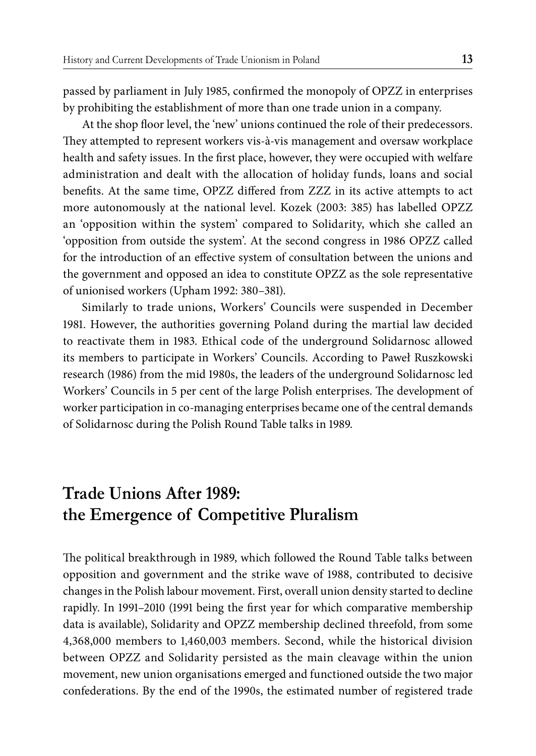passed by parliament in July 1985, confirmed the monopoly of OPZZ in enterprises by prohibiting the establishment of more than one trade union in a company.

At the shop floor level, the 'new' unions continued the role of their predecessors. They attempted to represent workers vis-à-vis management and oversaw workplace health and safety issues. In the first place, however, they were occupied with welfare administration and dealt with the allocation of holiday funds, loans and social benefits. At the same time, OPZZ differed from ZZZ in its active attempts to act more autonomously at the national level. Kozek (2003: 385) has labelled OPZZ an 'opposition within the system' compared to Solidarity, which she called an 'opposition from outside the system'. At the second congress in 1986 OPZZ called for the introduction of an effective system of consultation between the unions and the government and opposed an idea to constitute OPZZ as the sole representative of unionised workers (Upham 1992: 380–381).

Similarly to trade unions, Workers' Councils were suspended in December 1981. However, the authorities governing Poland during the martial law decided to reactivate them in 1983. Ethical code of the underground Solidarnosc allowed its members to participate in Workers' Councils. According to Paweł Ruszkowski research (1986) from the mid 1980s, the leaders of the underground Solidarnosc led Workers' Councils in 5 per cent of the large Polish enterprises. The development of worker participation in co-managing enterprises became one of the central demands of Solidarnosc during the Polish Round Table talks in 1989.

## Trade Unions After 1989: the Emergence of Competitive Pluralism

The political breakthrough in 1989, which followed the Round Table talks between opposition and government and the strike wave of 1988, contributed to decisive changes in the Polish labour movement. First, overall union density started to decline rapidly. In 1991–2010 (1991 being the first year for which comparative membership data is available), Solidarity and OPZZ membership declined threefold, from some 4,368,000 members to 1,460,003 members. Second, while the historical division between OPZZ and Solidarity persisted as the main cleavage within the union movement, new union organisations emerged and functioned outside the two major confederations. By the end of the 1990s, the estimated number of registered trade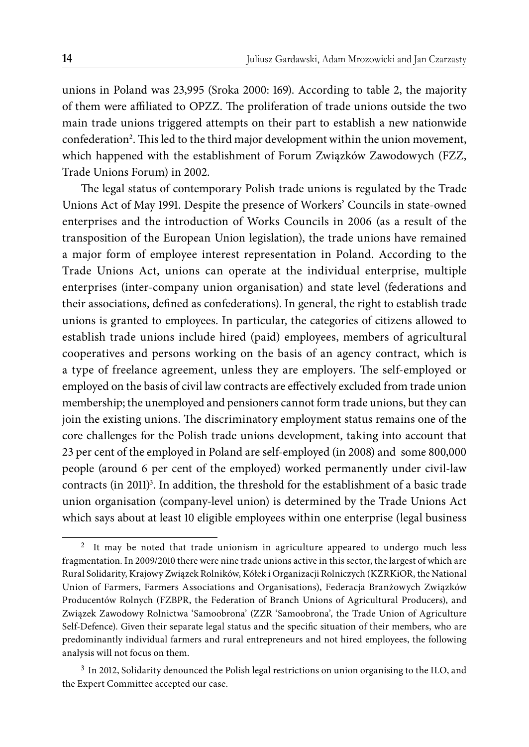unions in Poland was 23,995 (Sroka 2000: 169). According to table 2, the majority of them were affiliated to OPZZ. The proliferation of trade unions outside the two main trade unions triggered attempts on their part to establish a new nationwide confederation[2]. This led to the third major development within the union movement, which happened with the establishment of Forum Związków Zawodowych (FZZ, Trade Unions Forum) in 2002.

The legal status of contemporary Polish trade unions is regulated by the Trade Unions Act of May 1991. Despite the presence of Workers' Councils in state-owned enterprises and the introduction of Works Councils in 2006 (as a result of the transposition of the European Union legislation), the trade unions have remained a major form of employee interest representation in Poland. According to the Trade Unions Act, unions can operate at the individual enterprise, multiple enterprises (inter-company union organisation) and state level (federations and their associations, defined as confederations). In general, the right to establish trade unions is granted to employees. In particular, the categories of citizens allowed to establish trade unions include hired (paid) employees, members of agricultural cooperatives and persons working on the basis of an agency contract, which is a type of freelance agreement, unless they are employers. The self-employed or employed on the basis of civil law contracts are effectively excluded from trade union membership; the unemployed and pensioners cannot form trade unions, but they can join the existing unions. The discriminatory employment status remains one of the core challenges for the Polish trade unions development, taking into account that 23 per cent of the employed in Poland are self-employed (in 2008) and some 800,000 people (around 6 per cent of the employed) worked permanently under civil-law contracts (in 2011)[3]. In addition, the threshold for the establishment of a basic trade union organisation (company-level union) is determined by the Trade Unions Act which says about at least 10 eligible employees within one enterprise (legal business

---

[2] It may be noted that trade unionism in agriculture appeared to undergo much less fragmentation. In 2009/2010 there were nine trade unions active in this sector, the largest of which are Rural Solidarity, Krajowy Związek Rolników, Kółek i Organizacji Rolniczych (KZRKiOR, the National Union of Farmers, Farmers Associations and Organisations), Federacja Branżowych Związków Producentów Rolnych (FZBPR, the Federation of Branch Unions of Agricultural Producers), and Związek Zawodowy Rolnictwa 'Samoobrona' (ZZR 'Samoobrona', the Trade Union of Agriculture Self-Defence). Given their separate legal status and the specific situation of their members, who are predominantly individual farmers and rural entrepreneurs and not hired employees, the following analysis will not focus on them.

[3] In 2012, Solidarity denounced the Polish legal restrictions on union organising to the ILO, and the Expert Committee accepted our case.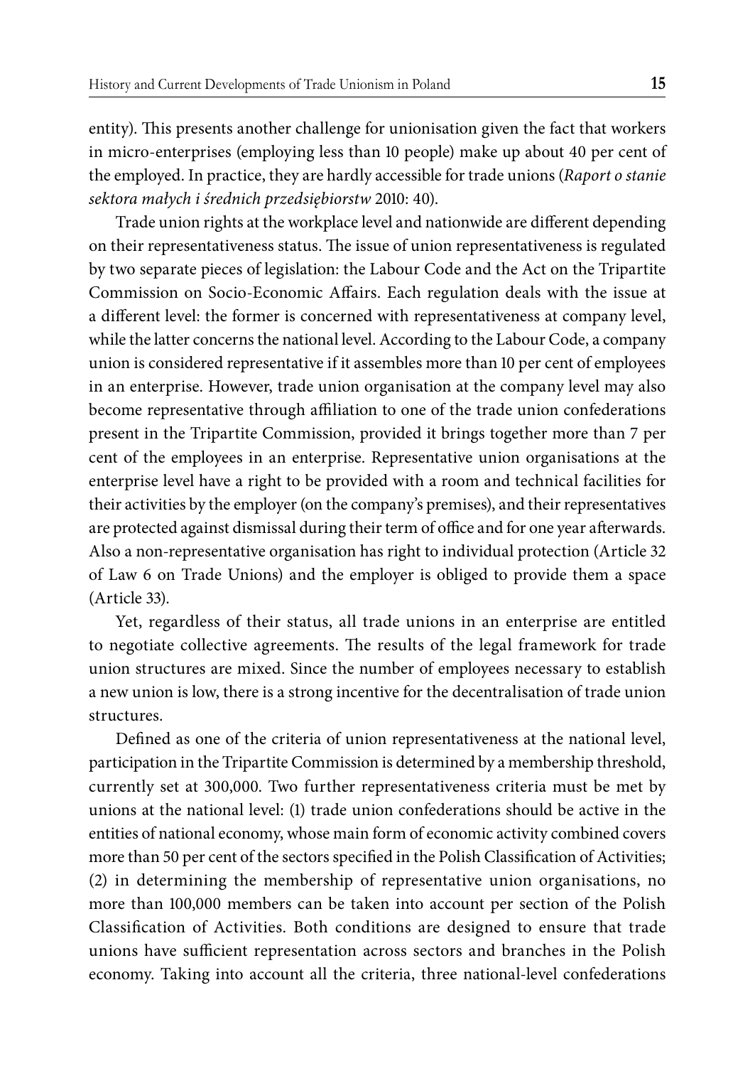entity). This presents another challenge for unionisation given the fact that workers in micro-enterprises (employing less than 10 people) make up about 40 per cent of the employed. In practice, they are hardly accessible for trade unions (*Raport o stanie sektora małych i średnich przedsiębiorstw* 2010: 40).

Trade union rights at the workplace level and nationwide are different depending on their representativeness status. The issue of union representativeness is regulated by two separate pieces of legislation: the Labour Code and the Act on the Tripartite Commission on Socio-Economic Affairs. Each regulation deals with the issue at a different level: the former is concerned with representativeness at company level, while the latter concerns the national level. According to the Labour Code, a company union is considered representative if it assembles more than 10 per cent of employees in an enterprise. However, trade union organisation at the company level may also become representative through affiliation to one of the trade union confederations present in the Tripartite Commission, provided it brings together more than 7 per cent of the employees in an enterprise. Representative union organisations at the enterprise level have a right to be provided with a room and technical facilities for their activities by the employer (on the company's premises), and their representatives are protected against dismissal during their term of office and for one year afterwards. Also a non-representative organisation has right to individual protection (Article 32 of Law 6 on Trade Unions) and the employer is obliged to provide them a space (Article 33).

Yet, regardless of their status, all trade unions in an enterprise are entitled to negotiate collective agreements. The results of the legal framework for trade union structures are mixed. Since the number of employees necessary to establish a new union is low, there is a strong incentive for the decentralisation of trade union structures.

Defined as one of the criteria of union representativeness at the national level, participation in the Tripartite Commission is determined by a membership threshold, currently set at 300,000. Two further representativeness criteria must be met by unions at the national level: (1) trade union confederations should be active in the entities of national economy, whose main form of economic activity combined covers more than 50 per cent of the sectors specified in the Polish Classification of Activities; (2) in determining the membership of representative union organisations, no more than 100,000 members can be taken into account per section of the Polish Classification of Activities. Both conditions are designed to ensure that trade unions have sufficient representation across sectors and branches in the Polish economy. Taking into account all the criteria, three national-level confederations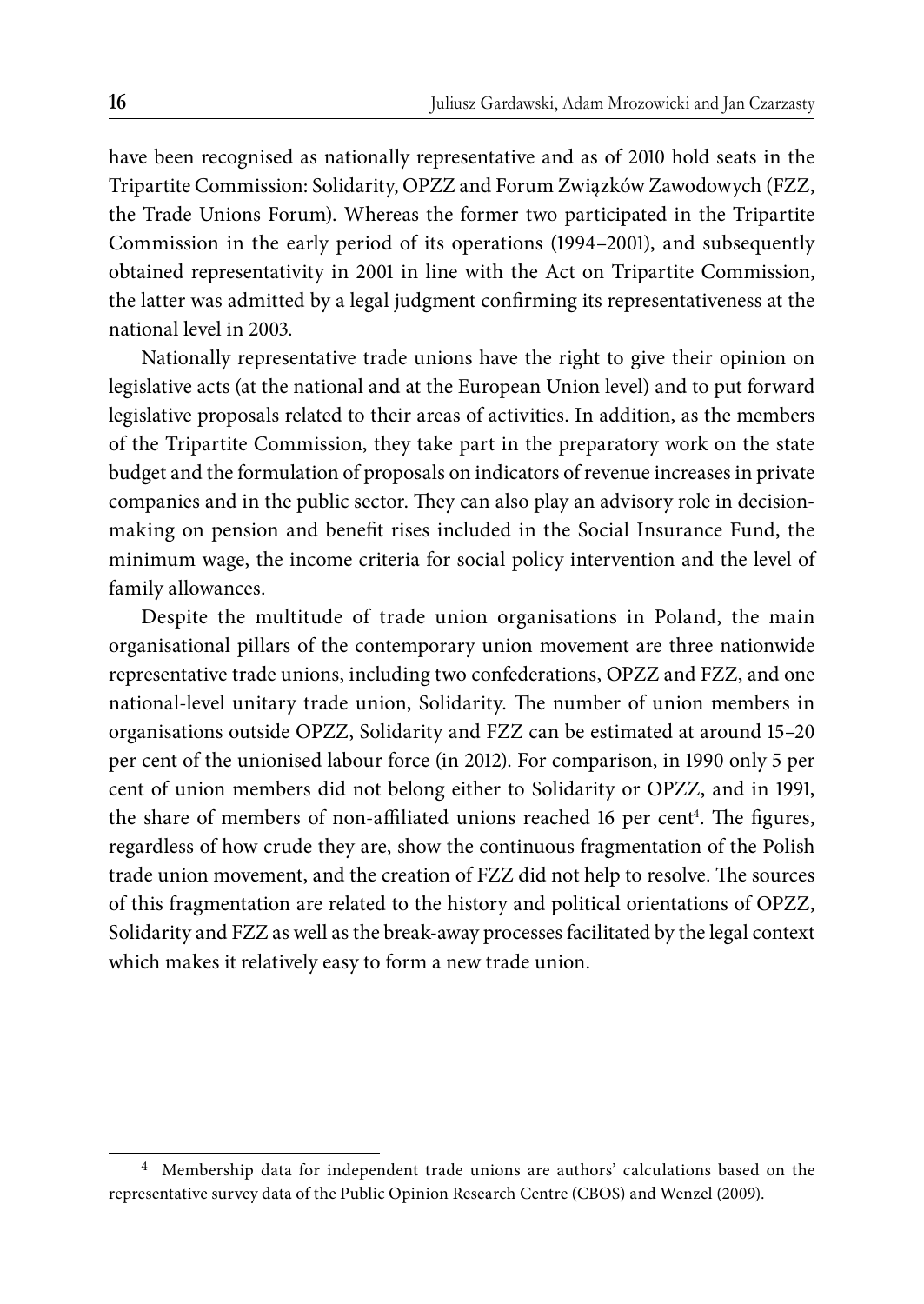have been recognised as nationally representative and as of 2010 hold seats in the Tripartite Commission: Solidarity, OPZZ and Forum Związków Zawodowych (FZZ, the Trade Unions Forum). Whereas the former two participated in the Tripartite Commission in the early period of its operations (1994–2001), and subsequently obtained representativity in 2001 in line with the Act on Tripartite Commission, the latter was admitted by a legal judgment confirming its representativeness at the national level in 2003.

Nationally representative trade unions have the right to give their opinion on legislative acts (at the national and at the European Union level) and to put forward legislative proposals related to their areas of activities. In addition, as the members of the Tripartite Commission, they take part in the preparatory work on the state budget and the formulation of proposals on indicators of revenue increases in private companies and in the public sector. They can also play an advisory role in decision-making on pension and benefit rises included in the Social Insurance Fund, the minimum wage, the income criteria for social policy intervention and the level of family allowances.

Despite the multitude of trade union organisations in Poland, the main organisational pillars of the contemporary union movement are three nationwide representative trade unions, including two confederations, OPZZ and FZZ, and one national-level unitary trade union, Solidarity. The number of union members in organisations outside OPZZ, Solidarity and FZZ can be estimated at around 15–20 per cent of the unionised labour force (in 2012). For comparison, in 1990 only 5 per cent of union members did not belong either to Solidarity or OPZZ, and in 1991, the share of members of non-affiliated unions reached 16 per cent[4]. The figures, regardless of how crude they are, show the continuous fragmentation of the Polish trade union movement, and the creation of FZZ did not help to resolve. The sources of this fragmentation are related to the history and political orientations of OPZZ, Solidarity and FZZ as well as the break-away processes facilitated by the legal context which makes it relatively easy to form a new trade union.

---

[4] Membership data for independent trade unions are authors' calculations based on the representative survey data of the Public Opinion Research Centre (CBOS) and Wenzel (2009).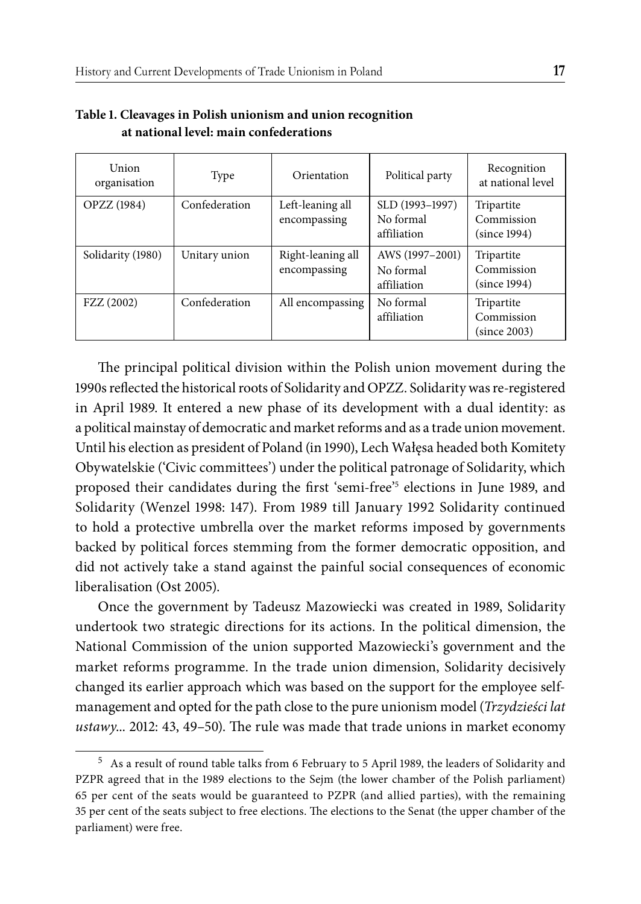**Table 1. Cleavages in Polish unionism and union recognition at national level: main confederations**

| Union organisation | Type | Orientation | Political party | Recognition at national level |
|---|---|---|---|---|
| OPZZ (1984) | Confederation | Left-leaning all encompassing | SLD (1993–1997) No formal affiliation | Tripartite Commission (since 1994) |
| Solidarity (1980) | Unitary union | Right-leaning all encompassing | AWS (1997–2001) No formal affiliation | Tripartite Commission (since 1994) |
| FZZ (2002) | Confederation | All encompassing | No formal affiliation | Tripartite Commission (since 2003) |

The principal political division within the Polish union movement during the 1990s reflected the historical roots of Solidarity and OPZZ. Solidarity was re-registered in April 1989. It entered a new phase of its development with a dual identity: as a political mainstay of democratic and market reforms and as a trade union movement. Until his election as president of Poland (in 1990), Lech Wałęsa headed both Komitety Obywatelskie ('Civic committees') under the political patronage of Solidarity, which proposed their candidates during the first 'semi-free'[5] elections in June 1989, and Solidarity (Wenzel 1998: 147). From 1989 till January 1992 Solidarity continued to hold a protective umbrella over the market reforms imposed by governments backed by political forces stemming from the former democratic opposition, and did not actively take a stand against the painful social consequences of economic liberalisation (Ost 2005).

Once the government by Tadeusz Mazowiecki was created in 1989, Solidarity undertook two strategic directions for its actions. In the political dimension, the National Commission of the union supported Mazowiecki's government and the market reforms programme. In the trade union dimension, Solidarity decisively changed its earlier approach which was based on the support for the employee self-management and opted for the path close to the pure unionism model (*Trzydzieści lat ustawy*... 2012: 43, 49–50). The rule was made that trade unions in market economy

[5] As a result of round table talks from 6 February to 5 April 1989, the leaders of Solidarity and PZPR agreed that in the 1989 elections to the Sejm (the lower chamber of the Polish parliament) 65 per cent of the seats would be guaranteed to PZPR (and allied parties), with the remaining 35 per cent of the seats subject to free elections. The elections to the Senat (the upper chamber of the parliament) were free.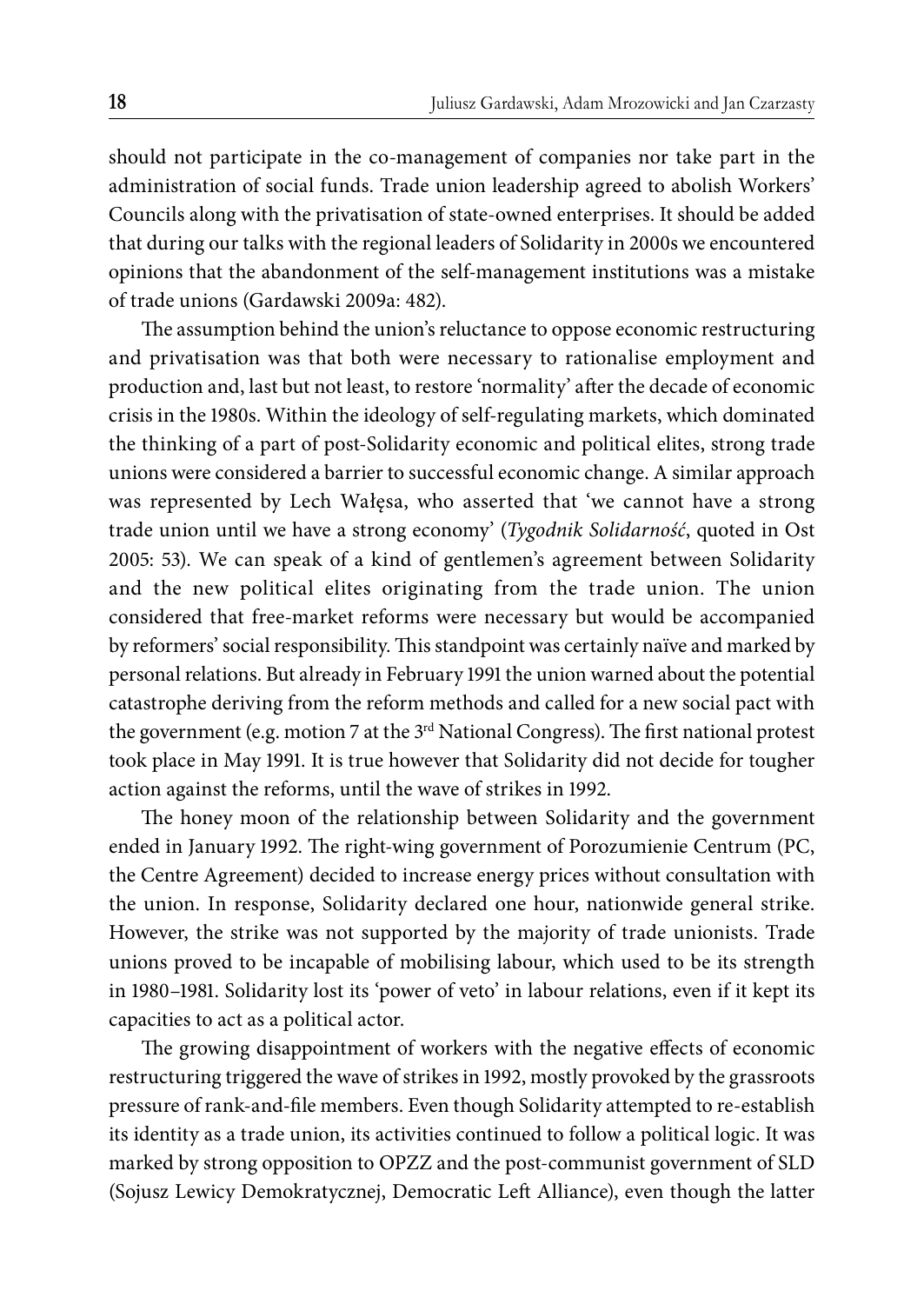should not participate in the co-management of companies nor take part in the administration of social funds. Trade union leadership agreed to abolish Workers' Councils along with the privatisation of state-owned enterprises. It should be added that during our talks with the regional leaders of Solidarity in 2000s we encountered opinions that the abandonment of the self-management institutions was a mistake of trade unions (Gardawski 2009a: 482).

The assumption behind the union's reluctance to oppose economic restructuring and privatisation was that both were necessary to rationalise employment and production and, last but not least, to restore 'normality' after the decade of economic crisis in the 1980s. Within the ideology of self-regulating markets, which dominated the thinking of a part of post-Solidarity economic and political elites, strong trade unions were considered a barrier to successful economic change. A similar approach was represented by Lech Wałęsa, who asserted that 'we cannot have a strong trade union until we have a strong economy' (*Tygodnik Solidarność*, quoted in Ost 2005: 53). We can speak of a kind of gentlemen's agreement between Solidarity and the new political elites originating from the trade union. The union considered that free-market reforms were necessary but would be accompanied by reformers' social responsibility. This standpoint was certainly naïve and marked by personal relations. But already in February 1991 the union warned about the potential catastrophe deriving from the reform methods and called for a new social pact with the government (e.g. motion 7 at the 3rd National Congress). The first national protest took place in May 1991. It is true however that Solidarity did not decide for tougher action against the reforms, until the wave of strikes in 1992.

The honey moon of the relationship between Solidarity and the government ended in January 1992. The right-wing government of Porozumienie Centrum (PC, the Centre Agreement) decided to increase energy prices without consultation with the union. In response, Solidarity declared one hour, nationwide general strike. However, the strike was not supported by the majority of trade unionists. Trade unions proved to be incapable of mobilising labour, which used to be its strength in 1980–1981. Solidarity lost its 'power of veto' in labour relations, even if it kept its capacities to act as a political actor.

The growing disappointment of workers with the negative effects of economic restructuring triggered the wave of strikes in 1992, mostly provoked by the grassroots pressure of rank-and-file members. Even though Solidarity attempted to re-establish its identity as a trade union, its activities continued to follow a political logic. It was marked by strong opposition to OPZZ and the post-communist government of SLD (Sojusz Lewicy Demokratycznej, Democratic Left Alliance), even though the latter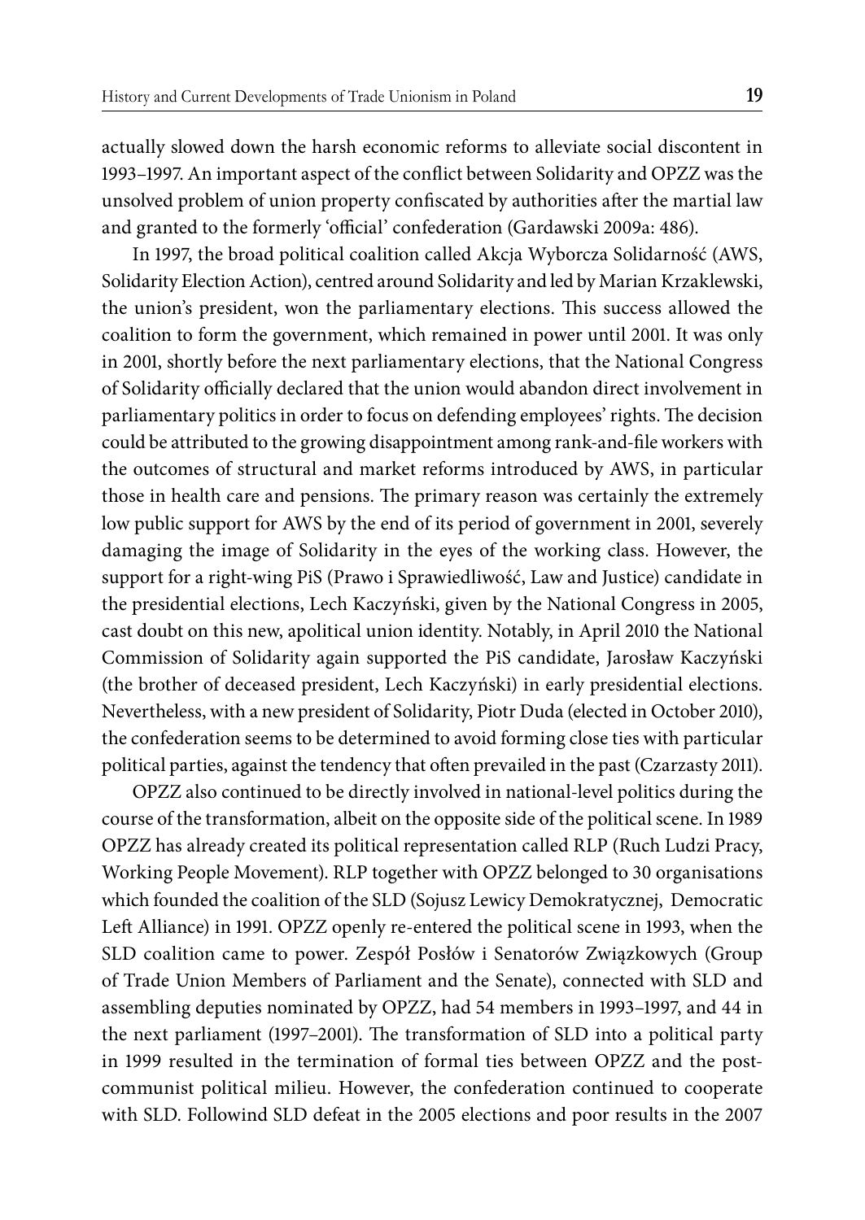actually slowed down the harsh economic reforms to alleviate social discontent in 1993–1997. An important aspect of the conflict between Solidarity and OPZZ was the unsolved problem of union property confiscated by authorities after the martial law and granted to the formerly 'official' confederation (Gardawski 2009a: 486).

In 1997, the broad political coalition called Akcja Wyborcza Solidarność (AWS, Solidarity Election Action), centred around Solidarity and led by Marian Krzaklewski, the union's president, won the parliamentary elections. This success allowed the coalition to form the government, which remained in power until 2001. It was only in 2001, shortly before the next parliamentary elections, that the National Congress of Solidarity officially declared that the union would abandon direct involvement in parliamentary politics in order to focus on defending employees' rights. The decision could be attributed to the growing disappointment among rank-and-file workers with the outcomes of structural and market reforms introduced by AWS, in particular those in health care and pensions. The primary reason was certainly the extremely low public support for AWS by the end of its period of government in 2001, severely damaging the image of Solidarity in the eyes of the working class. However, the support for a right-wing PiS (Prawo i Sprawiedliwość, Law and Justice) candidate in the presidential elections, Lech Kaczyński, given by the National Congress in 2005, cast doubt on this new, apolitical union identity. Notably, in April 2010 the National Commission of Solidarity again supported the PiS candidate, Jarosław Kaczyński (the brother of deceased president, Lech Kaczyński) in early presidential elections. Nevertheless, with a new president of Solidarity, Piotr Duda (elected in October 2010), the confederation seems to be determined to avoid forming close ties with particular political parties, against the tendency that often prevailed in the past (Czarzasty 2011).

OPZZ also continued to be directly involved in national-level politics during the course of the transformation, albeit on the opposite side of the political scene. In 1989 OPZZ has already created its political representation called RLP (Ruch Ludzi Pracy, Working People Movement). RLP together with OPZZ belonged to 30 organisations which founded the coalition of the SLD (Sojusz Lewicy Demokratycznej, Democratic Left Alliance) in 1991. OPZZ openly re-entered the political scene in 1993, when the SLD coalition came to power. Zespół Posłów i Senatorów Związkowych (Group of Trade Union Members of Parliament and the Senate), connected with SLD and assembling deputies nominated by OPZZ, had 54 members in 1993–1997, and 44 in the next parliament (1997–2001). The transformation of SLD into a political party in 1999 resulted in the termination of formal ties between OPZZ and the post-communist political milieu. However, the confederation continued to cooperate with SLD. Followind SLD defeat in the 2005 elections and poor results in the 2007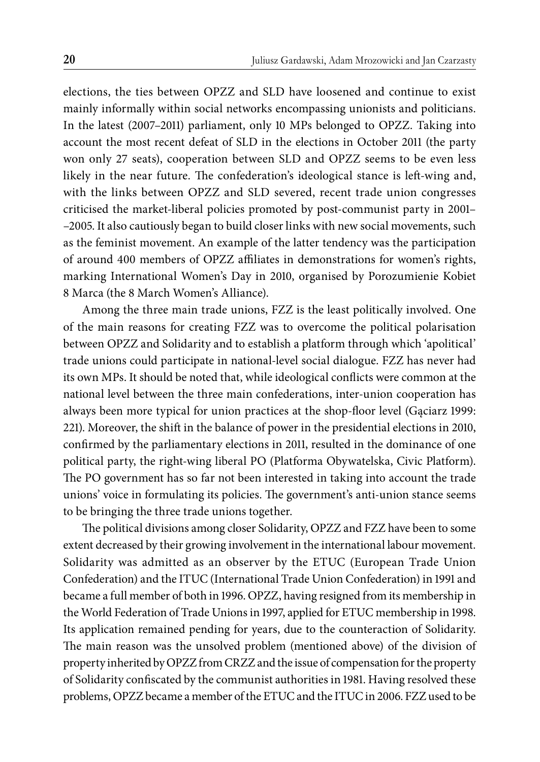elections, the ties between OPZZ and SLD have loosened and continue to exist mainly informally within social networks encompassing unionists and politicians. In the latest (2007–2011) parliament, only 10 MPs belonged to OPZZ. Taking into account the most recent defeat of SLD in the elections in October 2011 (the party won only 27 seats), cooperation between SLD and OPZZ seems to be even less likely in the near future. The confederation's ideological stance is left-wing and, with the links between OPZZ and SLD severed, recent trade union congresses criticised the market-liberal policies promoted by post-communist party in 2001–2005. It also cautiously began to build closer links with new social movements, such as the feminist movement. An example of the latter tendency was the participation of around 400 members of OPZZ affiliates in demonstrations for women's rights, marking International Women's Day in 2010, organised by Porozumienie Kobiet 8 Marca (the 8 March Women's Alliance).

Among the three main trade unions, FZZ is the least politically involved. One of the main reasons for creating FZZ was to overcome the political polarisation between OPZZ and Solidarity and to establish a platform through which 'apolitical' trade unions could participate in national-level social dialogue. FZZ has never had its own MPs. It should be noted that, while ideological conflicts were common at the national level between the three main confederations, inter-union cooperation has always been more typical for union practices at the shop-floor level (Gąciarz 1999: 221). Moreover, the shift in the balance of power in the presidential elections in 2010, confirmed by the parliamentary elections in 2011, resulted in the dominance of one political party, the right-wing liberal PO (Platforma Obywatelska, Civic Platform). The PO government has so far not been interested in taking into account the trade unions' voice in formulating its policies. The government's anti-union stance seems to be bringing the three trade unions together.

The political divisions among closer Solidarity, OPZZ and FZZ have been to some extent decreased by their growing involvement in the international labour movement. Solidarity was admitted as an observer by the ETUC (European Trade Union Confederation) and the ITUC (International Trade Union Confederation) in 1991 and became a full member of both in 1996. OPZZ, having resigned from its membership in the World Federation of Trade Unions in 1997, applied for ETUC membership in 1998. Its application remained pending for years, due to the counteraction of Solidarity. The main reason was the unsolved problem (mentioned above) of the division of property inherited by OPZZ from CRZZ and the issue of compensation for the property of Solidarity confiscated by the communist authorities in 1981. Having resolved these problems, OPZZ became a member of the ETUC and the ITUC in 2006. FZZ used to be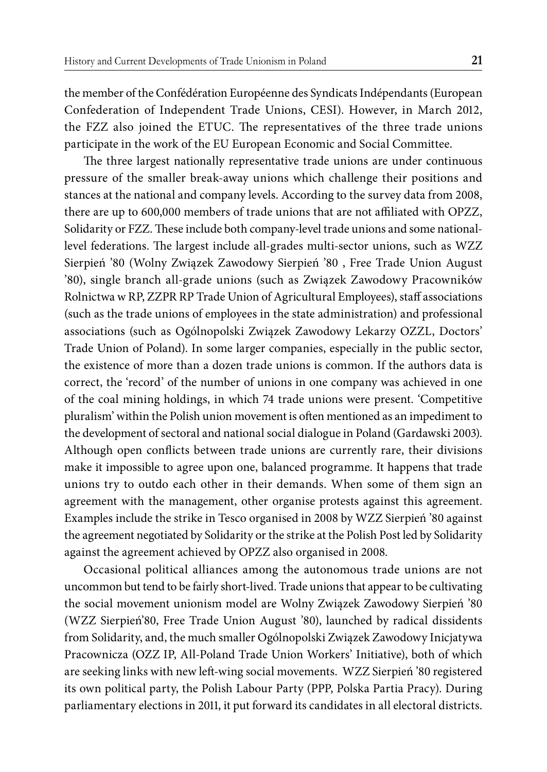the member of the Confédération Européenne des Syndicats Indépendants (European Confederation of Independent Trade Unions, CESI). However, in March 2012, the FZZ also joined the ETUC. The representatives of the three trade unions participate in the work of the EU European Economic and Social Committee.

The three largest nationally representative trade unions are under continuous pressure of the smaller break-away unions which challenge their positions and stances at the national and company levels. According to the survey data from 2008, there are up to 600,000 members of trade unions that are not affiliated with OPZZ, Solidarity or FZZ. These include both company-level trade unions and some national-level federations. The largest include all-grades multi-sector unions, such as WZZ Sierpień '80 (Wolny Związek Zawodowy Sierpień '80 , Free Trade Union August '80), single branch all-grade unions (such as Związek Zawodowy Pracowników Rolnictwa w RP, ZZPR RP Trade Union of Agricultural Employees), staff associations (such as the trade unions of employees in the state administration) and professional associations (such as Ogólnopolski Związek Zawodowy Lekarzy OZZL, Doctors' Trade Union of Poland). In some larger companies, especially in the public sector, the existence of more than a dozen trade unions is common. If the authors data is correct, the 'record' of the number of unions in one company was achieved in one of the coal mining holdings, in which 74 trade unions were present. 'Competitive pluralism' within the Polish union movement is often mentioned as an impediment to the development of sectoral and national social dialogue in Poland (Gardawski 2003). Although open conflicts between trade unions are currently rare, their divisions make it impossible to agree upon one, balanced programme. It happens that trade unions try to outdo each other in their demands. When some of them sign an agreement with the management, other organise protests against this agreement. Examples include the strike in Tesco organised in 2008 by WZZ Sierpień '80 against the agreement negotiated by Solidarity or the strike at the Polish Post led by Solidarity against the agreement achieved by OPZZ also organised in 2008.

Occasional political alliances among the autonomous trade unions are not uncommon but tend to be fairly short-lived. Trade unions that appear to be cultivating the social movement unionism model are Wolny Związek Zawodowy Sierpień '80 (WZZ Sierpień'80, Free Trade Union August '80), launched by radical dissidents from Solidarity, and, the much smaller Ogólnopolski Związek Zawodowy Inicjatywa Pracownicza (OZZ IP, All-Poland Trade Union Workers' Initiative), both of which are seeking links with new left-wing social movements. WZZ Sierpień '80 registered its own political party, the Polish Labour Party (PPP, Polska Partia Pracy). During parliamentary elections in 2011, it put forward its candidates in all electoral districts.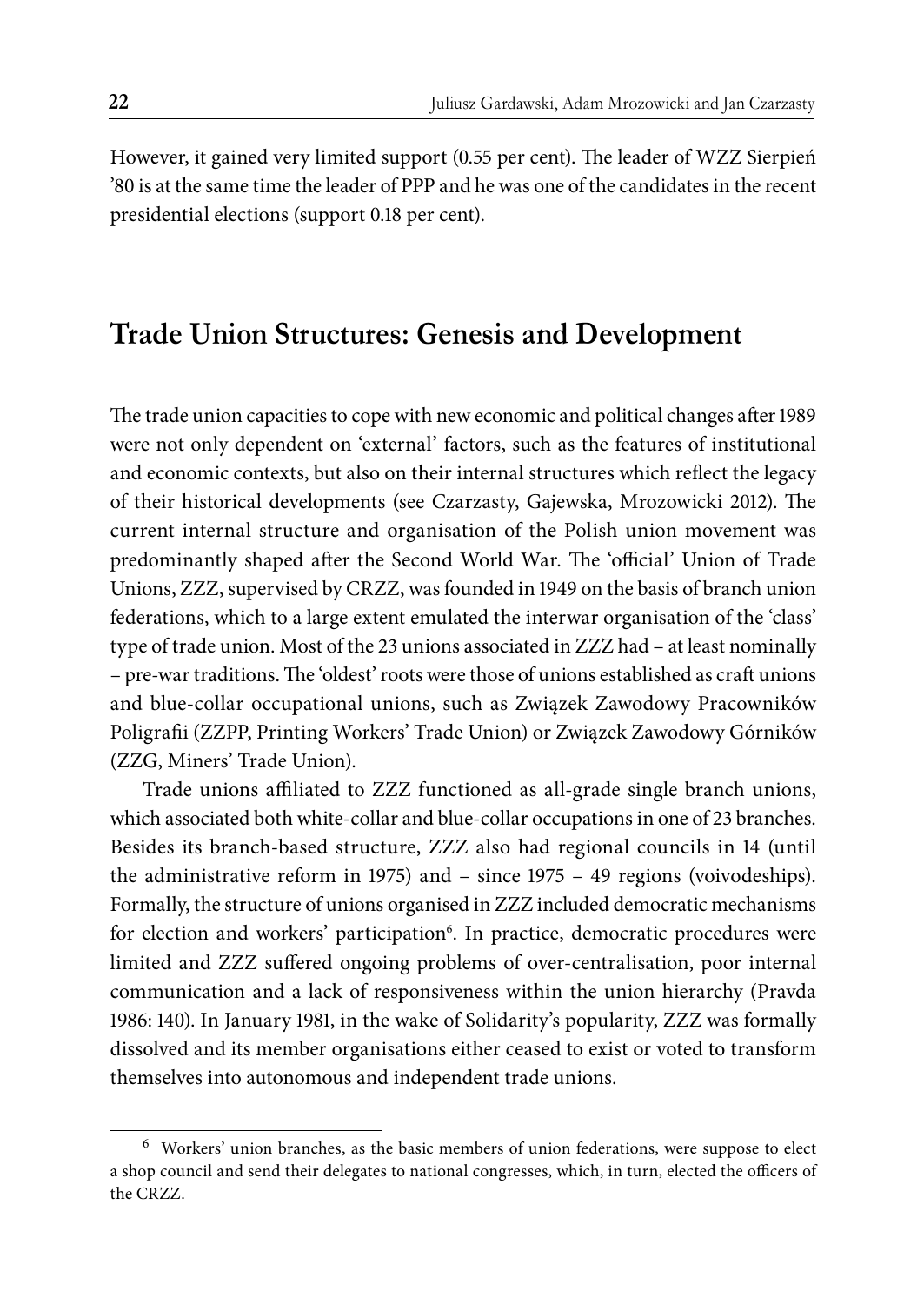However, it gained very limited support (0.55 per cent). The leader of WZZ Sierpień ’80 is at the same time the leader of PPP and he was one of the candidates in the recent presidential elections (support 0.18 per cent).

## Trade Union Structures: Genesis and Development

The trade union capacities to cope with new economic and political changes after 1989 were not only dependent on ‘external’ factors, such as the features of institutional and economic contexts, but also on their internal structures which reflect the legacy of their historical developments (see Czarzasty, Gajewska, Mrozowicki 2012). The current internal structure and organisation of the Polish union movement was predominantly shaped after the Second World War. The ‘official’ Union of Trade Unions, ZZZ, supervised by CRZZ, was founded in 1949 on the basis of branch union federations, which to a large extent emulated the interwar organisation of the ‘class’ type of trade union. Most of the 23 unions associated in ZZZ had – at least nominally – pre-war traditions. The ‘oldest’ roots were those of unions established as craft unions and blue-collar occupational unions, such as Związek Zawodowy Pracowników Poligrafii (ZZPP, Printing Workers’ Trade Union) or Związek Zawodowy Górników (ZZG, Miners’ Trade Union).

Trade unions affiliated to ZZZ functioned as all-grade single branch unions, which associated both white-collar and blue-collar occupations in one of 23 branches. Besides its branch-based structure, ZZZ also had regional councils in 14 (until the administrative reform in 1975) and – since 1975 – 49 regions (voivodeships). Formally, the structure of unions organised in ZZZ included democratic mechanisms for election and workers’ participation[6]. In practice, democratic procedures were limited and ZZZ suffered ongoing problems of over-centralisation, poor internal communication and a lack of responsiveness within the union hierarchy (Pravda 1986: 140). In January 1981, in the wake of Solidarity’s popularity, ZZZ was formally dissolved and its member organisations either ceased to exist or voted to transform themselves into autonomous and independent trade unions.

[6] Workers’ union branches, as the basic members of union federations, were suppose to elect a shop council and send their delegates to national congresses, which, in turn, elected the officers of the CRZZ.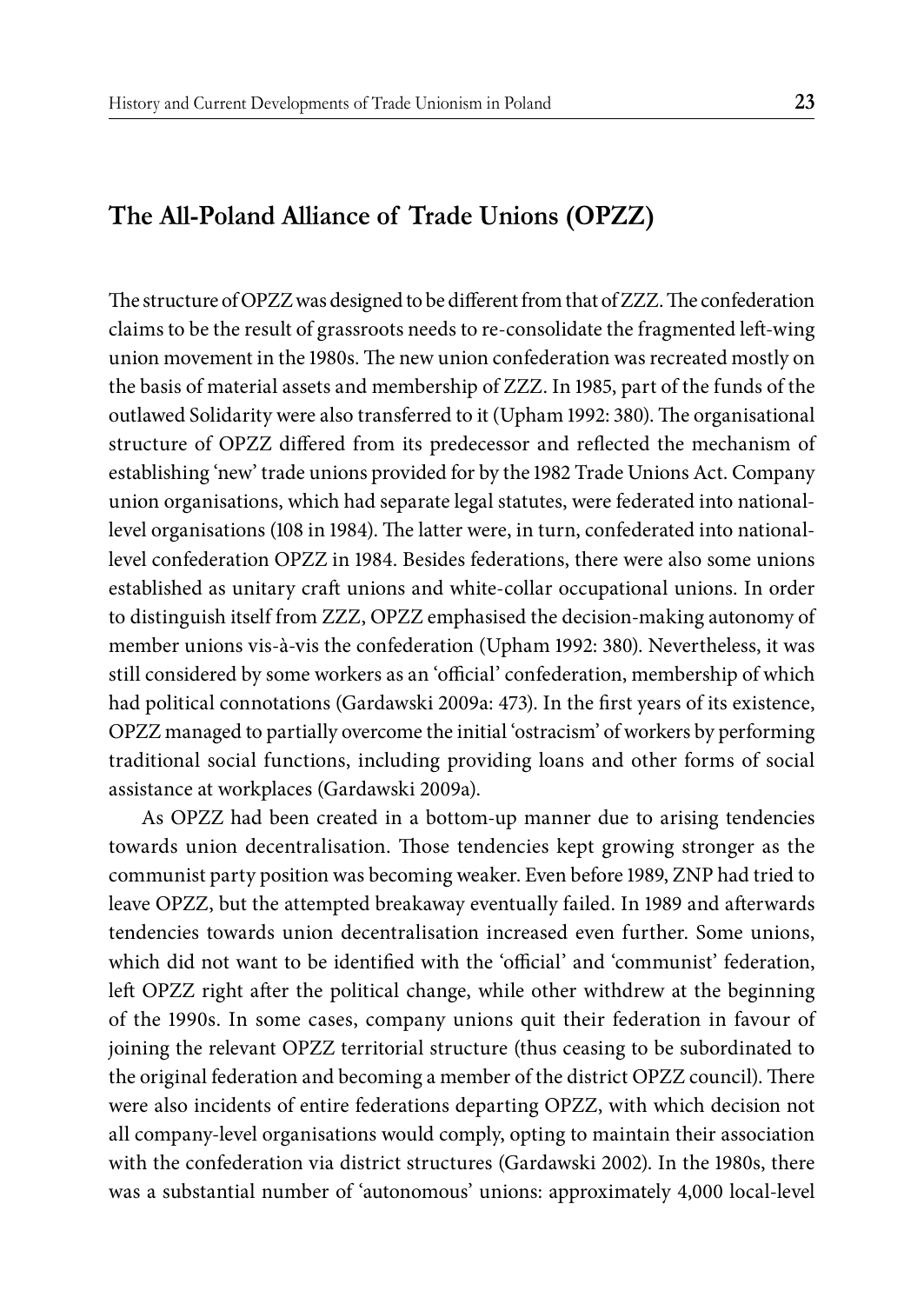## The All-Poland Alliance of Trade Unions (OPZZ)

The structure of OPZZ was designed to be different from that of ZZZ. The confederation claims to be the result of grassroots needs to re-consolidate the fragmented left-wing union movement in the 1980s. The new union confederation was recreated mostly on the basis of material assets and membership of ZZZ. In 1985, part of the funds of the outlawed Solidarity were also transferred to it (Upham 1992: 380). The organisational structure of OPZZ differed from its predecessor and reflected the mechanism of establishing 'new' trade unions provided for by the 1982 Trade Unions Act. Company union organisations, which had separate legal statutes, were federated into national-level organisations (108 in 1984). The latter were, in turn, confederated into national-level confederation OPZZ in 1984. Besides federations, there were also some unions established as unitary craft unions and white-collar occupational unions. In order to distinguish itself from ZZZ, OPZZ emphasised the decision-making autonomy of member unions vis-à-vis the confederation (Upham 1992: 380). Nevertheless, it was still considered by some workers as an 'official' confederation, membership of which had political connotations (Gardawski 2009a: 473). In the first years of its existence, OPZZ managed to partially overcome the initial 'ostracism' of workers by performing traditional social functions, including providing loans and other forms of social assistance at workplaces (Gardawski 2009a).

As OPZZ had been created in a bottom-up manner due to arising tendencies towards union decentralisation. Those tendencies kept growing stronger as the communist party position was becoming weaker. Even before 1989, ZNP had tried to leave OPZZ, but the attempted breakaway eventually failed. In 1989 and afterwards tendencies towards union decentralisation increased even further. Some unions, which did not want to be identified with the 'official' and 'communist' federation, left OPZZ right after the political change, while other withdrew at the beginning of the 1990s. In some cases, company unions quit their federation in favour of joining the relevant OPZZ territorial structure (thus ceasing to be subordinated to the original federation and becoming a member of the district OPZZ council). There were also incidents of entire federations departing OPZZ, with which decision not all company-level organisations would comply, opting to maintain their association with the confederation via district structures (Gardawski 2002). In the 1980s, there was a substantial number of 'autonomous' unions: approximately 4,000 local-level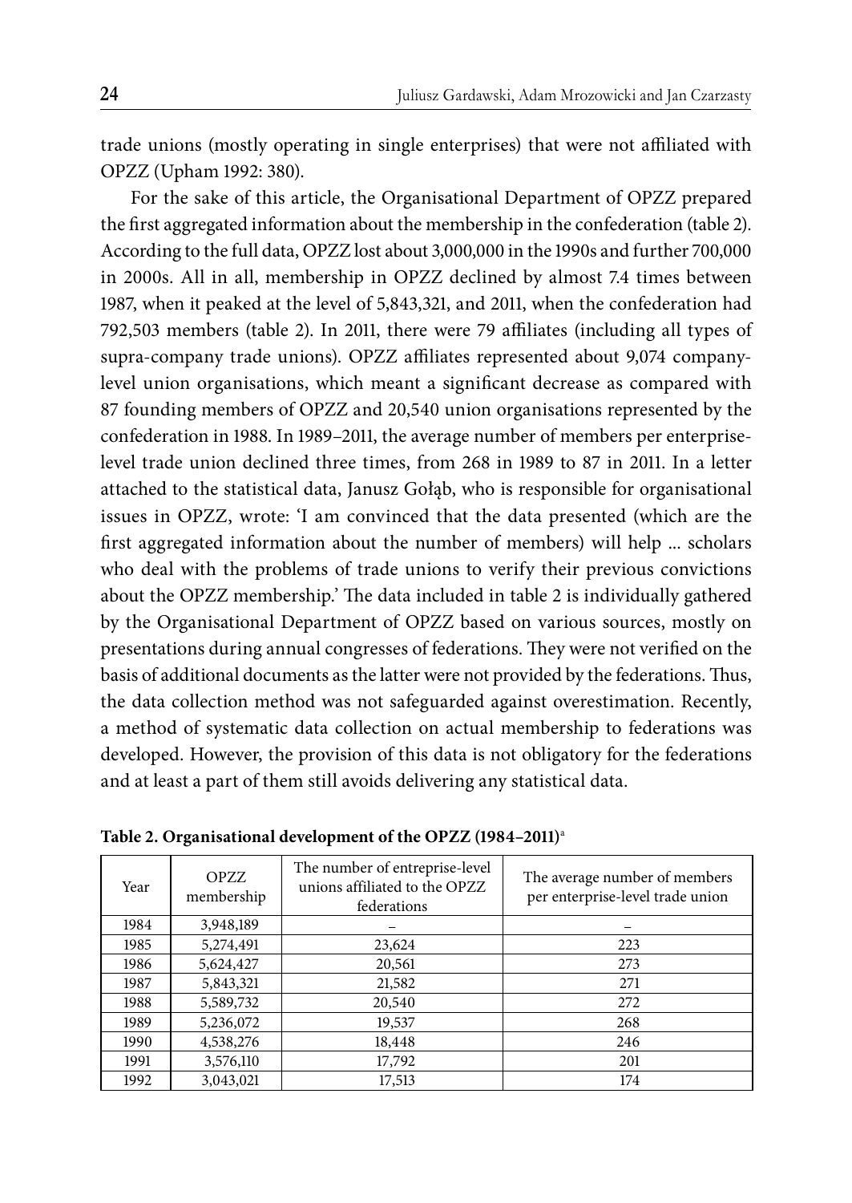trade unions (mostly operating in single enterprises) that were not affiliated with OPZZ (Upham 1992: 380).

For the sake of this article, the Organisational Department of OPZZ prepared the first aggregated information about the membership in the confederation (table 2). According to the full data, OPZZ lost about 3,000,000 in the 1990s and further 700,000 in 2000s. All in all, membership in OPZZ declined by almost 7.4 times between 1987, when it peaked at the level of 5,843,321, and 2011, when the confederation had 792,503 members (table 2). In 2011, there were 79 affiliates (including all types of supra-company trade unions). OPZZ affiliates represented about 9,074 company-level union organisations, which meant a significant decrease as compared with 87 founding members of OPZZ and 20,540 union organisations represented by the confederation in 1988. In 1989–2011, the average number of members per enterprise-level trade union declined three times, from 268 in 1989 to 87 in 2011. In a letter attached to the statistical data, Janusz Gołąb, who is responsible for organisational issues in OPZZ, wrote: 'I am convinced that the data presented (which are the first aggregated information about the number of members) will help ... scholars who deal with the problems of trade unions to verify their previous convictions about the OPZZ membership.' The data included in table 2 is individually gathered by the Organisational Department of OPZZ based on various sources, mostly on presentations during annual congresses of federations. They were not verified on the basis of additional documents as the latter were not provided by the federations. Thus, the data collection method was not safeguarded against overestimation. Recently, a method of systematic data collection on actual membership to federations was developed. However, the provision of this data is not obligatory for the federations and at least a part of them still avoids delivering any statistical data.

**Table 2. Organisational development of the OPZZ (1984–2011)**[a]

| Year | OPZZ membership | The number of entreprise-level unions affiliated to the OPZZ federations | The average number of members per enterprise-level trade union |
|---|---|---|---|
| 1984 | 3,948,189 | – | – |
| 1985 | 5,274,491 | 23,624 | 223 |
| 1986 | 5,624,427 | 20,561 | 273 |
| 1987 | 5,843,321 | 21,582 | 271 |
| 1988 | 5,589,732 | 20,540 | 272 |
| 1989 | 5,236,072 | 19,537 | 268 |
| 1990 | 4,538,276 | 18,448 | 246 |
| 1991 | 3,576,110 | 17,792 | 201 |
| 1992 | 3,043,021 | 17,513 | 174 |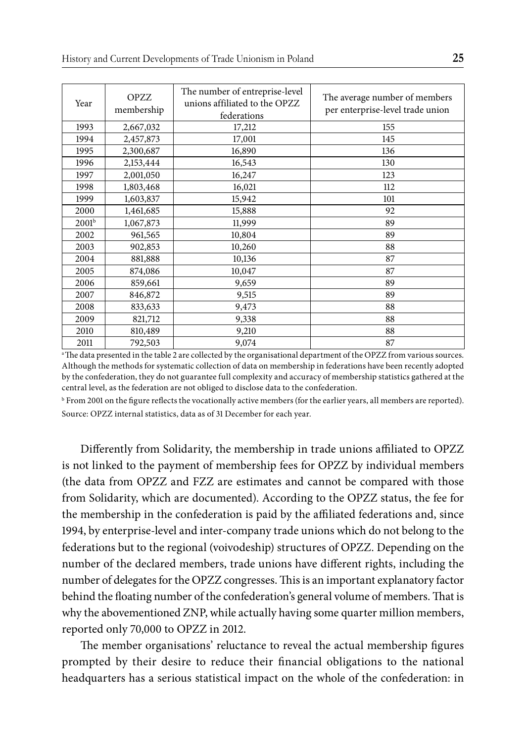| Year | OPZZ membership | The number of entreprise-level unions affiliated to the OPZZ federations | The average number of members per enterprise-level trade union |
|---|---|---|---|
| 1993 | 2,667,032 | 17,212 | 155 |
| 1994 | 2,457,873 | 17,001 | 145 |
| 1995 | 2,300,687 | 16,890 | 136 |
| 1996 | 2,153,444 | 16,543 | 130 |
| 1997 | 2,001,050 | 16,247 | 123 |
| 1998 | 1,803,468 | 16,021 | 112 |
| 1999 | 1,603,837 | 15,942 | 101 |
| 2000 | 1,461,685 | 15,888 | 92 |
| 2001[b] | 1,067,873 | 11,999 | 89 |
| 2002 | 961,565 | 10,804 | 89 |
| 2003 | 902,853 | 10,260 | 88 |
| 2004 | 881,888 | 10,136 | 87 |
| 2005 | 874,086 | 10,047 | 87 |
| 2006 | 859,661 | 9,659 | 89 |
| 2007 | 846,872 | 9,515 | 89 |
| 2008 | 833,633 | 9,473 | 88 |
| 2009 | 821,712 | 9,338 | 88 |
| 2010 | 810,489 | 9,210 | 88 |
| 2011 | 792,503 | 9,074 | 87 |

[a] The data presented in the table 2 are collected by the organisational department of the OPZZ from various sources. Although the methods for systematic collection of data on membership in federations have been recently adopted by the confederation, they do not guarantee full complexity and accuracy of membership statistics gathered at the central level, as the federation are not obliged to disclose data to the confederation.

[b] From 2001 on the figure reflects the vocationally active members (for the earlier years, all members are reported).

Source: OPZZ internal statistics, data as of 31 December for each year.

Differently from Solidarity, the membership in trade unions affiliated to OPZZ is not linked to the payment of membership fees for OPZZ by individual members (the data from OPZZ and FZZ are estimates and cannot be compared with those from Solidarity, which are documented). According to the OPZZ status, the fee for the membership in the confederation is paid by the affiliated federations and, since 1994, by enterprise-level and inter-company trade unions which do not belong to the federations but to the regional (voivodeship) structures of OPZZ. Depending on the number of the declared members, trade unions have different rights, including the number of delegates for the OPZZ congresses. This is an important explanatory factor behind the floating number of the confederation's general volume of members. That is why the abovementioned ZNP, while actually having some quarter million members, reported only 70,000 to OPZZ in 2012.

The member organisations' reluctance to reveal the actual membership figures prompted by their desire to reduce their financial obligations to the national headquarters has a serious statistical impact on the whole of the confederation: in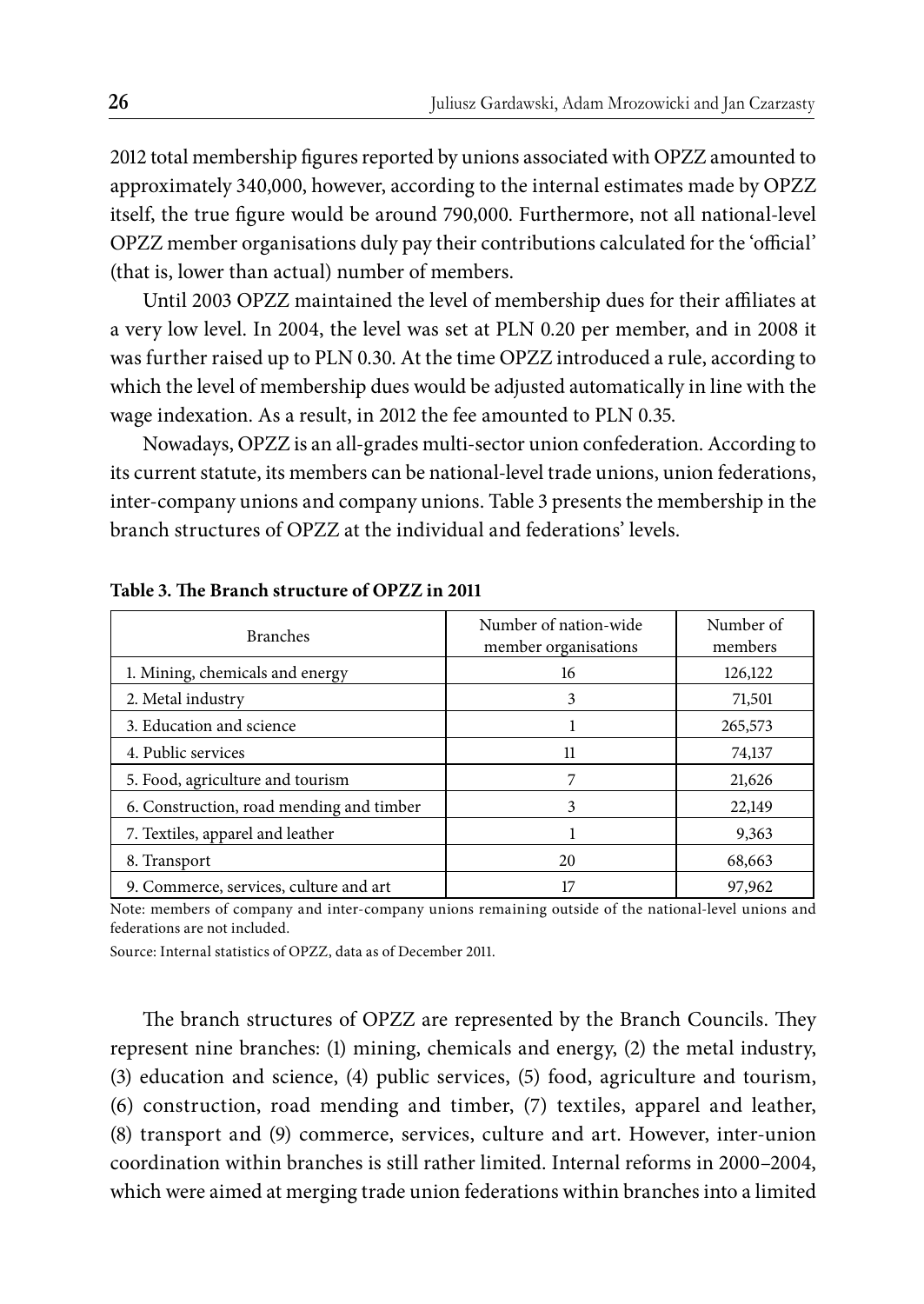2012 total membership figures reported by unions associated with OPZZ amounted to approximately 340,000, however, according to the internal estimates made by OPZZ itself, the true figure would be around 790,000. Furthermore, not all national-level OPZZ member organisations duly pay their contributions calculated for the 'official' (that is, lower than actual) number of members.

Until 2003 OPZZ maintained the level of membership dues for their affiliates at a very low level. In 2004, the level was set at PLN 0.20 per member, and in 2008 it was further raised up to PLN 0.30. At the time OPZZ introduced a rule, according to which the level of membership dues would be adjusted automatically in line with the wage indexation. As a result, in 2012 the fee amounted to PLN 0.35.

Nowadays, OPZZ is an all-grades multi-sector union confederation. According to its current statute, its members can be national-level trade unions, union federations, inter-company unions and company unions. Table 3 presents the membership in the branch structures of OPZZ at the individual and federations' levels.

**Table 3. The Branch structure of OPZZ in 2011**

| Branches | Number of nation-wide member organisations | Number of members |
|---|---|---|
| 1. Mining, chemicals and energy | 16 | 126,122 |
| 2. Metal industry | 3 | 71,501 |
| 3. Education and science | 1 | 265,573 |
| 4. Public services | 11 | 74,137 |
| 5. Food, agriculture and tourism | 7 | 21,626 |
| 6. Construction, road mending and timber | 3 | 22,149 |
| 7. Textiles, apparel and leather | 1 | 9,363 |
| 8. Transport | 20 | 68,663 |
| 9. Commerce, services, culture and art | 17 | 97,962 |

Note: members of company and inter-company unions remaining outside of the national-level unions and federations are not included.

Source: Internal statistics of OPZZ, data as of December 2011.

The branch structures of OPZZ are represented by the Branch Councils. They represent nine branches: (1) mining, chemicals and energy, (2) the metal industry, (3) education and science, (4) public services, (5) food, agriculture and tourism, (6) construction, road mending and timber, (7) textiles, apparel and leather, (8) transport and (9) commerce, services, culture and art. However, inter-union coordination within branches is still rather limited. Internal reforms in 2000–2004, which were aimed at merging trade union federations within branches into a limited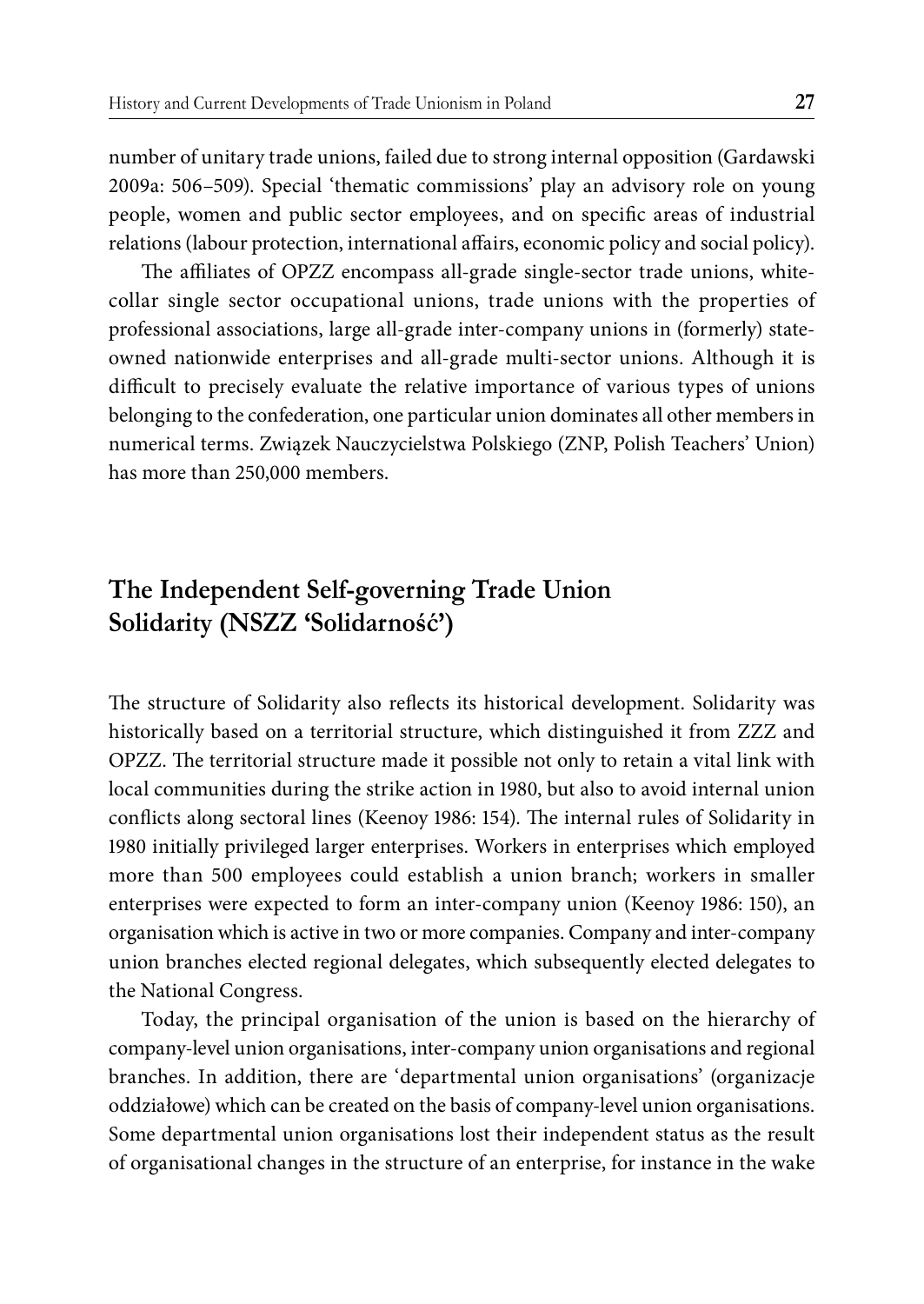number of unitary trade unions, failed due to strong internal opposition (Gardawski 2009a: 506–509). Special 'thematic commissions' play an advisory role on young people, women and public sector employees, and on specific areas of industrial relations (labour protection, international affairs, economic policy and social policy).

The affiliates of OPZZ encompass all-grade single-sector trade unions, white-collar single sector occupational unions, trade unions with the properties of professional associations, large all-grade inter-company unions in (formerly) state-owned nationwide enterprises and all-grade multi-sector unions. Although it is difficult to precisely evaluate the relative importance of various types of unions belonging to the confederation, one particular union dominates all other members in numerical terms. Związek Nauczycielstwa Polskiego (ZNP, Polish Teachers' Union) has more than 250,000 members.

## The Independent Self-governing Trade Union Solidarity (NSZZ 'Solidarność')

The structure of Solidarity also reflects its historical development. Solidarity was historically based on a territorial structure, which distinguished it from ZZZ and OPZZ. The territorial structure made it possible not only to retain a vital link with local communities during the strike action in 1980, but also to avoid internal union conflicts along sectoral lines (Keenoy 1986: 154). The internal rules of Solidarity in 1980 initially privileged larger enterprises. Workers in enterprises which employed more than 500 employees could establish a union branch; workers in smaller enterprises were expected to form an inter-company union (Keenoy 1986: 150), an organisation which is active in two or more companies. Company and inter-company union branches elected regional delegates, which subsequently elected delegates to the National Congress.

Today, the principal organisation of the union is based on the hierarchy of company-level union organisations, inter-company union organisations and regional branches. In addition, there are 'departmental union organisations' (organizacje oddziałowe) which can be created on the basis of company-level union organisations. Some departmental union organisations lost their independent status as the result of organisational changes in the structure of an enterprise, for instance in the wake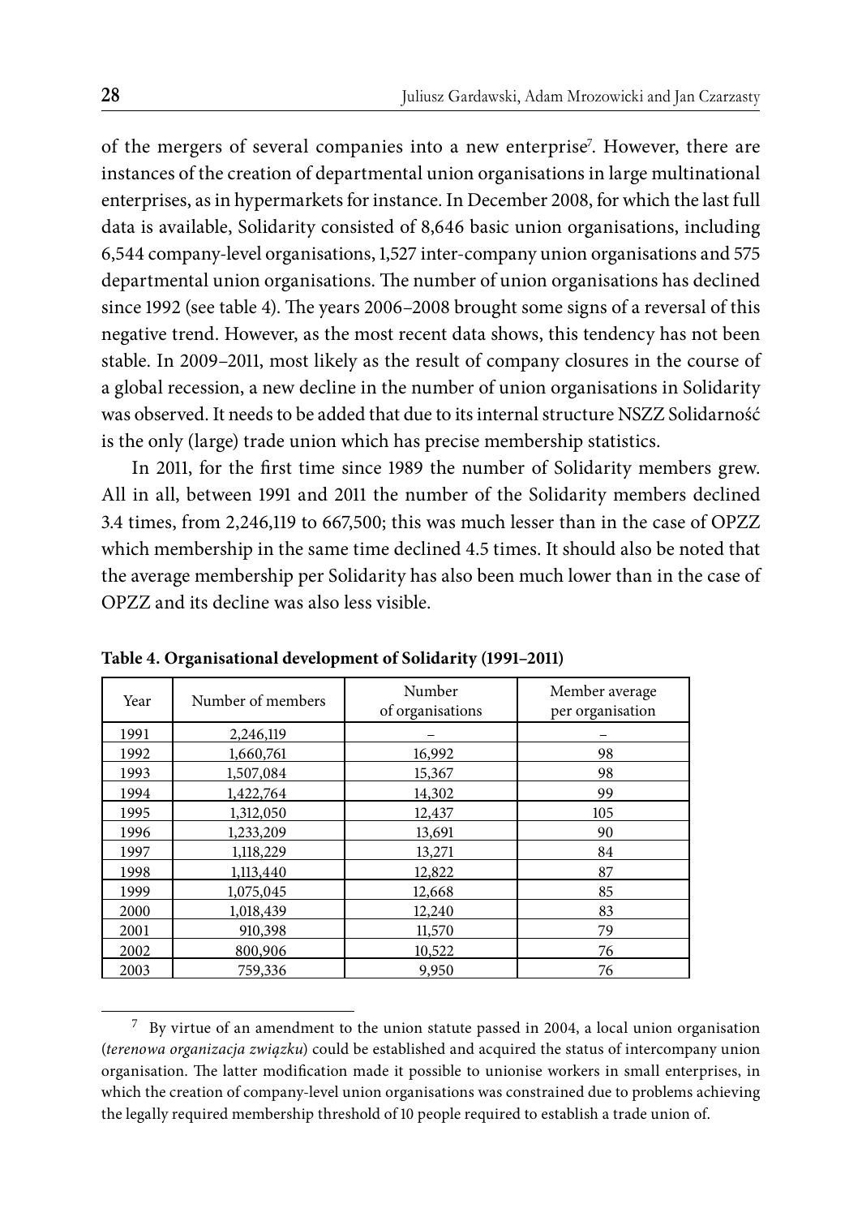of the mergers of several companies into a new enterprise[7]. However, there are instances of the creation of departmental union organisations in large multinational enterprises, as in hypermarkets for instance. In December 2008, for which the last full data is available, Solidarity consisted of 8,646 basic union organisations, including 6,544 company-level organisations, 1,527 inter-company union organisations and 575 departmental union organisations. The number of union organisations has declined since 1992 (see table 4). The years 2006–2008 brought some signs of a reversal of this negative trend. However, as the most recent data shows, this tendency has not been stable. In 2009–2011, most likely as the result of company closures in the course of a global recession, a new decline in the number of union organisations in Solidarity was observed. It needs to be added that due to its internal structure NSZZ Solidarność is the only (large) trade union which has precise membership statistics.

In 2011, for the first time since 1989 the number of Solidarity members grew. All in all, between 1991 and 2011 the number of the Solidarity members declined 3.4 times, from 2,246,119 to 667,500; this was much lesser than in the case of OPZZ which membership in the same time declined 4.5 times. It should also be noted that the average membership per Solidarity has also been much lower than in the case of OPZZ and its decline was also less visible.

**Table 4. Organisational development of Solidarity (1991–2011)**

| Year | Number of members | Number of organisations | Member average per organisation |
|---|---|---|---|
| 1991 | 2,246,119 | – | – |
| 1992 | 1,660,761 | 16,992 | 98 |
| 1993 | 1,507,084 | 15,367 | 98 |
| 1994 | 1,422,764 | 14,302 | 99 |
| 1995 | 1,312,050 | 12,437 | 105 |
| 1996 | 1,233,209 | 13,691 | 90 |
| 1997 | 1,118,229 | 13,271 | 84 |
| 1998 | 1,113,440 | 12,822 | 87 |
| 1999 | 1,075,045 | 12,668 | 85 |
| 2000 | 1,018,439 | 12,240 | 83 |
| 2001 | 910,398 | 11,570 | 79 |
| 2002 | 800,906 | 10,522 | 76 |
| 2003 | 759,336 | 9,950 | 76 |

[7] By virtue of an amendment to the union statute passed in 2004, a local union organisation (*terenowa organizacja związku*) could be established and acquired the status of intercompany union organisation. The latter modification made it possible to unionise workers in small enterprises, in which the creation of company-level union organisations was constrained due to problems achieving the legally required membership threshold of 10 people required to establish a trade union of.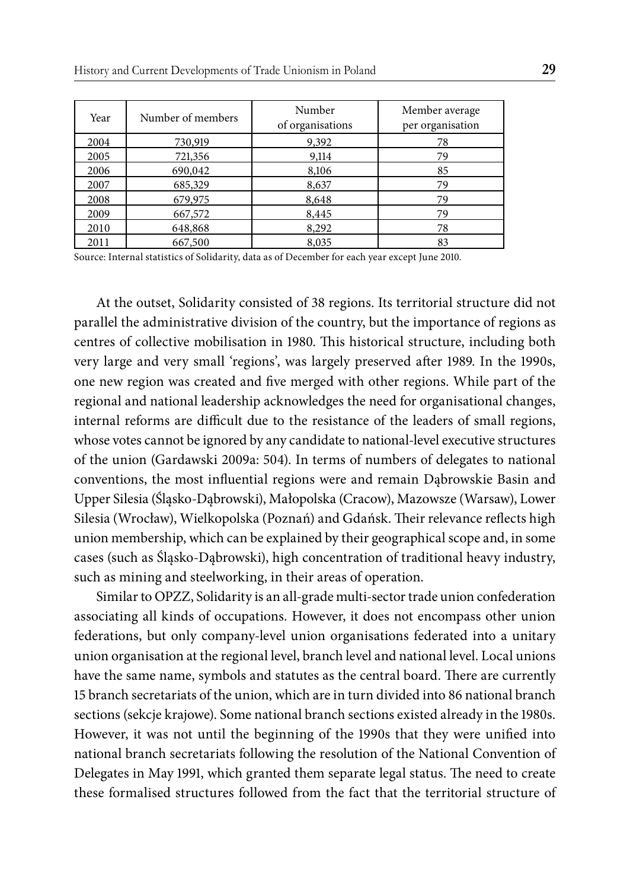| Year | Number of members | Number of organisations | Member average per organisation |
|---|---|---|---|
| 2004 | 730,919 | 9,392 | 78 |
| 2005 | 721,356 | 9,114 | 79 |
| 2006 | 690,042 | 8,106 | 85 |
| 2007 | 685,329 | 8,637 | 79 |
| 2008 | 679,975 | 8,648 | 79 |
| 2009 | 667,572 | 8,445 | 79 |
| 2010 | 648,868 | 8,292 | 78 |
| 2011 | 667,500 | 8,035 | 83 |

Source: Internal statistics of Solidarity, data as of December for each year except June 2010.

At the outset, Solidarity consisted of 38 regions. Its territorial structure did not parallel the administrative division of the country, but the importance of regions as centres of collective mobilisation in 1980. This historical structure, including both very large and very small 'regions', was largely preserved after 1989. In the 1990s, one new region was created and five merged with other regions. While part of the regional and national leadership acknowledges the need for organisational changes, internal reforms are difficult due to the resistance of the leaders of small regions, whose votes cannot be ignored by any candidate to national-level executive structures of the union (Gardawski 2009a: 504). In terms of numbers of delegates to national conventions, the most influential regions were and remain Dąbrowskie Basin and Upper Silesia (Śląsko-Dąbrowski), Małopolska (Cracow), Mazowsze (Warsaw), Lower Silesia (Wrocław), Wielkopolska (Poznań) and Gdańsk. Their relevance reflects high union membership, which can be explained by their geographical scope and, in some cases (such as Śląsko-Dąbrowski), high concentration of traditional heavy industry, such as mining and steelworking, in their areas of operation.

Similar to OPZZ, Solidarity is an all-grade multi-sector trade union confederation associating all kinds of occupations. However, it does not encompass other union federations, but only company-level union organisations federated into a unitary union organisation at the regional level, branch level and national level. Local unions have the same name, symbols and statutes as the central board. There are currently 15 branch secretariats of the union, which are in turn divided into 86 national branch sections (sekcje krajowe). Some national branch sections existed already in the 1980s. However, it was not until the beginning of the 1990s that they were unified into national branch secretariats following the resolution of the National Convention of Delegates in May 1991, which granted them separate legal status. The need to create these formalised structures followed from the fact that the territorial structure of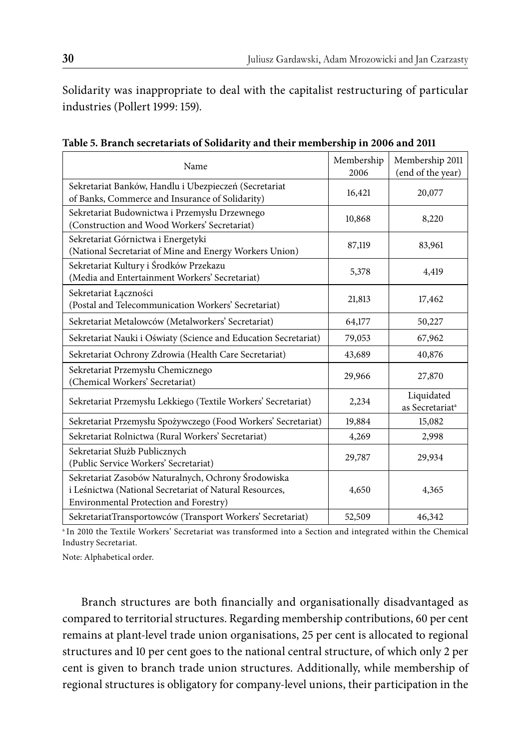Solidarity was inappropriate to deal with the capitalist restructuring of particular industries (Pollert 1999: 159).

**Table 5. Branch secretariats of Solidarity and their membership in 2006 and 2011**

| Name | Membership 2006 | Membership 2011 (end of the year) |
|---|---|---|
| Sekretariat Banków, Handlu i Ubezpieczeń (Secretariat of Banks, Commerce and Insurance of Solidarity) | 16,421 | 20,077 |
| Sekretariat Budownictwa i Przemysłu Drzewnego (Construction and Wood Workers' Secretariat) | 10,868 | 8,220 |
| Sekretariat Górnictwa i Energetyki (National Secretariat of Mine and Energy Workers Union) | 87,119 | 83,961 |
| Sekretariat Kultury i Środków Przekazu (Media and Entertainment Workers' Secretariat) | 5,378 | 4,419 |
| Sekretariat Łączności (Postal and Telecommunication Workers' Secretariat) | 21,813 | 17,462 |
| Sekretariat Metalowców (Metalworkers' Secretariat) | 64,177 | 50,227 |
| Sekretariat Nauki i Oświaty (Science and Education Secretariat) | 79,053 | 67,962 |
| Sekretariat Ochrony Zdrowia (Health Care Secretariat) | 43,689 | 40,876 |
| Sekretariat Przemysłu Chemicznego (Chemical Workers' Secretariat) | 29,966 | 27,870 |
| Sekretariat Przemysłu Lekkiego (Textile Workers' Secretariat) | 2,234 | Liquidated as Secretariat[a] |
| Sekretariat Przemysłu Spożywczego (Food Workers' Secretariat) | 19,884 | 15,082 |
| Sekretariat Rolnictwa (Rural Workers' Secretariat) | 4,269 | 2,998 |
| Sekretariat Służb Publicznych (Public Service Workers' Secretariat) | 29,787 | 29,934 |
| Sekretariat Zasobów Naturalnych, Ochrony Środowiska i Leśnictwa (National Secretariat of Natural Resources, Environmental Protection and Forestry) | 4,650 | 4,365 |
| SekretariatTransportowców (Transport Workers' Secretariat) | 52,509 | 46,342 |

[a] In 2010 the Textile Workers' Secretariat was transformed into a Section and integrated within the Chemical Industry Secretariat.

Note: Alphabetical order.

Branch structures are both financially and organisationally disadvantaged as compared to territorial structures. Regarding membership contributions, 60 per cent remains at plant-level trade union organisations, 25 per cent is allocated to regional structures and 10 per cent goes to the national central structure, of which only 2 per cent is given to branch trade union structures. Additionally, while membership of regional structures is obligatory for company-level unions, their participation in the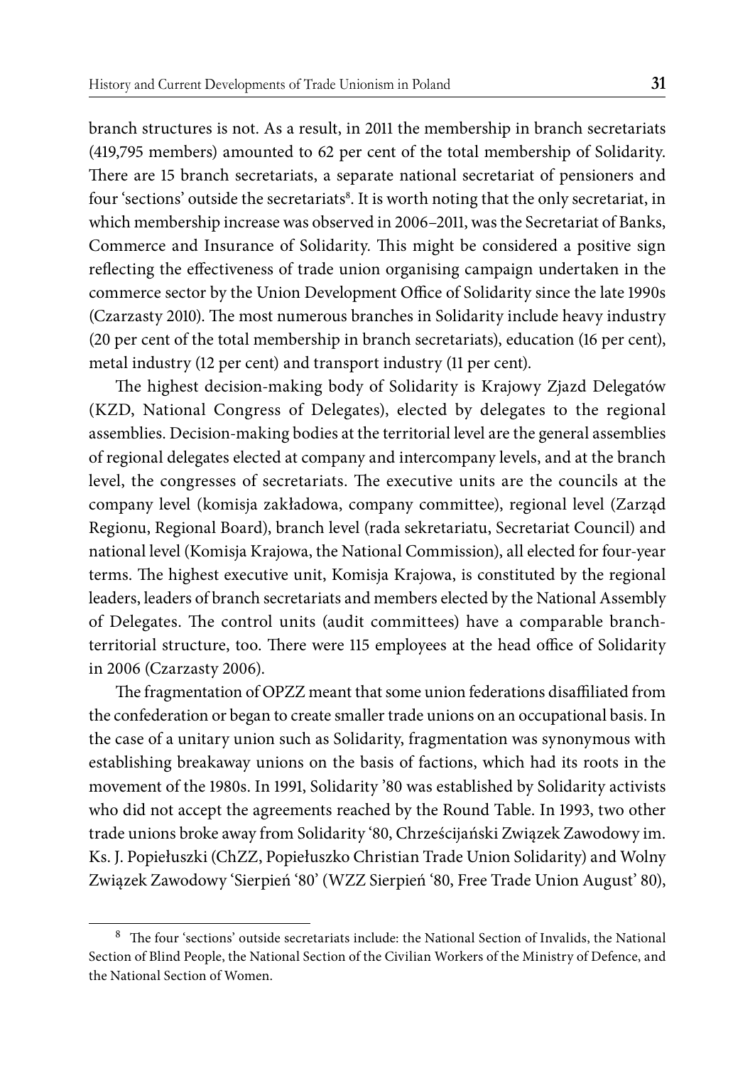branch structures is not. As a result, in 2011 the membership in branch secretariats (419,795 members) amounted to 62 per cent of the total membership of Solidarity. There are 15 branch secretariats, a separate national secretariat of pensioners and four 'sections' outside the secretariats[8]. It is worth noting that the only secretariat, in which membership increase was observed in 2006–2011, was the Secretariat of Banks, Commerce and Insurance of Solidarity. This might be considered a positive sign reflecting the effectiveness of trade union organising campaign undertaken in the commerce sector by the Union Development Office of Solidarity since the late 1990s (Czarzasty 2010). The most numerous branches in Solidarity include heavy industry (20 per cent of the total membership in branch secretariats), education (16 per cent), metal industry (12 per cent) and transport industry (11 per cent).

The highest decision-making body of Solidarity is Krajowy Zjazd Delegatów (KZD, National Congress of Delegates), elected by delegates to the regional assemblies. Decision-making bodies at the territorial level are the general assemblies of regional delegates elected at company and intercompany levels, and at the branch level, the congresses of secretariats. The executive units are the councils at the company level (komisja zakładowa, company committee), regional level (Zarząd Regionu, Regional Board), branch level (rada sekretariatu, Secretariat Council) and national level (Komisja Krajowa, the National Commission), all elected for four-year terms. The highest executive unit, Komisja Krajowa, is constituted by the regional leaders, leaders of branch secretariats and members elected by the National Assembly of Delegates. The control units (audit committees) have a comparable branch-territorial structure, too. There were 115 employees at the head office of Solidarity in 2006 (Czarzasty 2006).

The fragmentation of OPZZ meant that some union federations disaffiliated from the confederation or began to create smaller trade unions on an occupational basis. In the case of a unitary union such as Solidarity, fragmentation was synonymous with establishing breakaway unions on the basis of factions, which had its roots in the movement of the 1980s. In 1991, Solidarity '80 was established by Solidarity activists who did not accept the agreements reached by the Round Table. In 1993, two other trade unions broke away from Solidarity '80, Chrześcijański Związek Zawodowy im. Ks. J. Popiełuszki (ChZZ, Popiełuszko Christian Trade Union Solidarity) and Wolny Związek Zawodowy 'Sierpień '80' (WZZ Sierpień '80, Free Trade Union August' 80),

---

[8] The four 'sections' outside secretariats include: the National Section of Invalids, the National Section of Blind People, the National Section of the Civilian Workers of the Ministry of Defence, and the National Section of Women.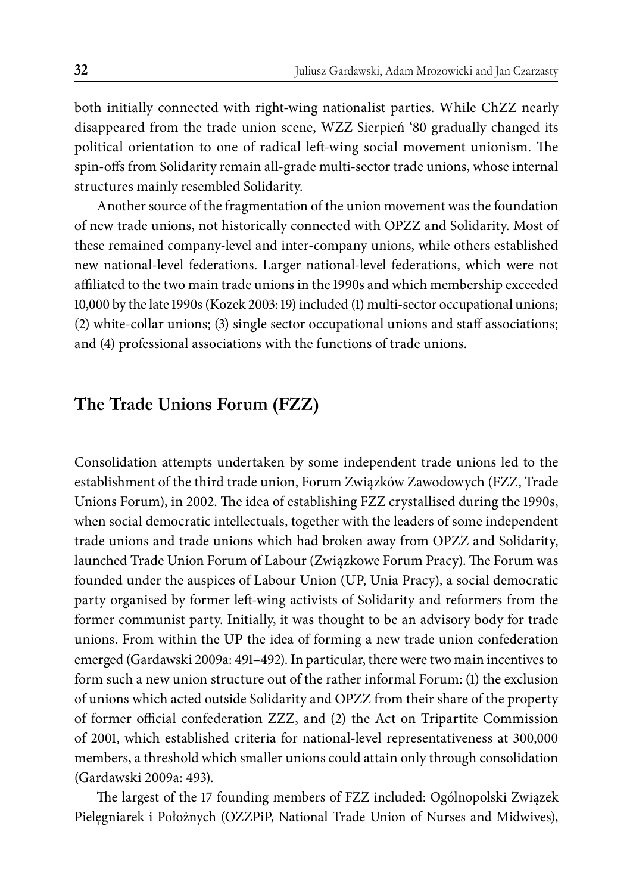both initially connected with right-wing nationalist parties. While ChZZ nearly disappeared from the trade union scene, WZZ Sierpień '80 gradually changed its political orientation to one of radical left-wing social movement unionism. The spin-offs from Solidarity remain all-grade multi-sector trade unions, whose internal structures mainly resembled Solidarity.

Another source of the fragmentation of the union movement was the foundation of new trade unions, not historically connected with OPZZ and Solidarity. Most of these remained company-level and inter-company unions, while others established new national-level federations. Larger national-level federations, which were not affiliated to the two main trade unions in the 1990s and which membership exceeded 10,000 by the late 1990s (Kozek 2003: 19) included (1) multi-sector occupational unions; (2) white-collar unions; (3) single sector occupational unions and staff associations; and (4) professional associations with the functions of trade unions.

## The Trade Unions Forum (FZZ)

Consolidation attempts undertaken by some independent trade unions led to the establishment of the third trade union, Forum Związków Zawodowych (FZZ, Trade Unions Forum), in 2002. The idea of establishing FZZ crystallised during the 1990s, when social democratic intellectuals, together with the leaders of some independent trade unions and trade unions which had broken away from OPZZ and Solidarity, launched Trade Union Forum of Labour (Związkowe Forum Pracy). The Forum was founded under the auspices of Labour Union (UP, Unia Pracy), a social democratic party organised by former left-wing activists of Solidarity and reformers from the former communist party. Initially, it was thought to be an advisory body for trade unions. From within the UP the idea of forming a new trade union confederation emerged (Gardawski 2009a: 491–492). In particular, there were two main incentives to form such a new union structure out of the rather informal Forum: (1) the exclusion of unions which acted outside Solidarity and OPZZ from their share of the property of former official confederation ZZZ, and (2) the Act on Tripartite Commission of 2001, which established criteria for national-level representativeness at 300,000 members, a threshold which smaller unions could attain only through consolidation (Gardawski 2009a: 493).

The largest of the 17 founding members of FZZ included: Ogólnopolski Związek Pielęgniarek i Położnych (OZZPiP, National Trade Union of Nurses and Midwives),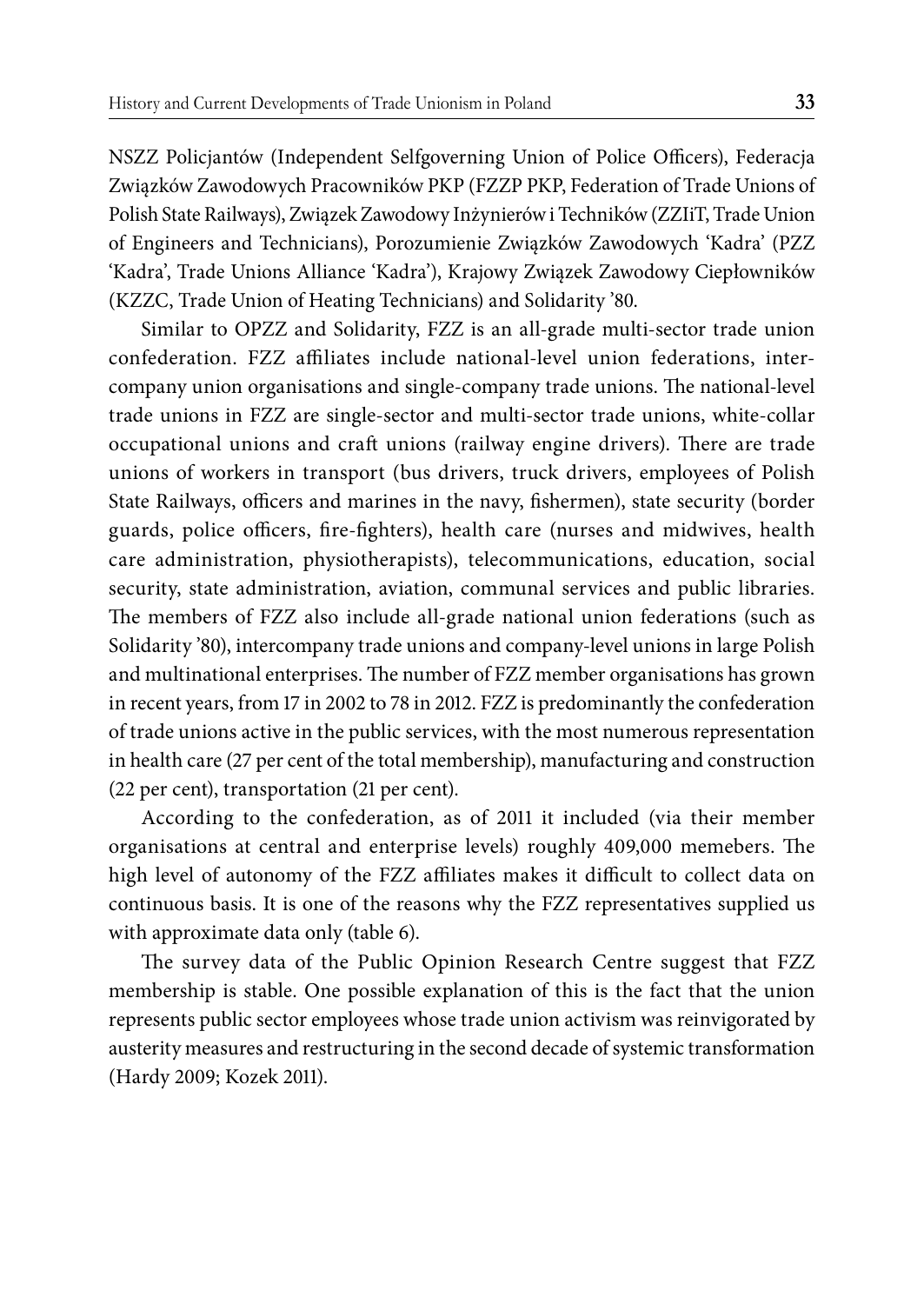NSZZ Policjantów (Independent Selfgoverning Union of Police Officers), Federacja Związków Zawodowych Pracowników PKP (FZZP PKP, Federation of Trade Unions of Polish State Railways), Związek Zawodowy Inżynierów i Techników (ZZIiT, Trade Union of Engineers and Technicians), Porozumienie Związków Zawodowych 'Kadra' (PZZ 'Kadra', Trade Unions Alliance 'Kadra'), Krajowy Związek Zawodowy Ciepłowników (KZZC, Trade Union of Heating Technicians) and Solidarity '80.

Similar to OPZZ and Solidarity, FZZ is an all-grade multi-sector trade union confederation. FZZ affiliates include national-level union federations, inter-company union organisations and single-company trade unions. The national-level trade unions in FZZ are single-sector and multi-sector trade unions, white-collar occupational unions and craft unions (railway engine drivers). There are trade unions of workers in transport (bus drivers, truck drivers, employees of Polish State Railways, officers and marines in the navy, fishermen), state security (border guards, police officers, fire-fighters), health care (nurses and midwives, health care administration, physiotherapists), telecommunications, education, social security, state administration, aviation, communal services and public libraries. The members of FZZ also include all-grade national union federations (such as Solidarity '80), intercompany trade unions and company-level unions in large Polish and multinational enterprises. The number of FZZ member organisations has grown in recent years, from 17 in 2002 to 78 in 2012. FZZ is predominantly the confederation of trade unions active in the public services, with the most numerous representation in health care (27 per cent of the total membership), manufacturing and construction (22 per cent), transportation (21 per cent).

According to the confederation, as of 2011 it included (via their member organisations at central and enterprise levels) roughly 409,000 memebers. The high level of autonomy of the FZZ affiliates makes it difficult to collect data on continuous basis. It is one of the reasons why the FZZ representatives supplied us with approximate data only (table 6).

The survey data of the Public Opinion Research Centre suggest that FZZ membership is stable. One possible explanation of this is the fact that the union represents public sector employees whose trade union activism was reinvigorated by austerity measures and restructuring in the second decade of systemic transformation (Hardy 2009; Kozek 2011).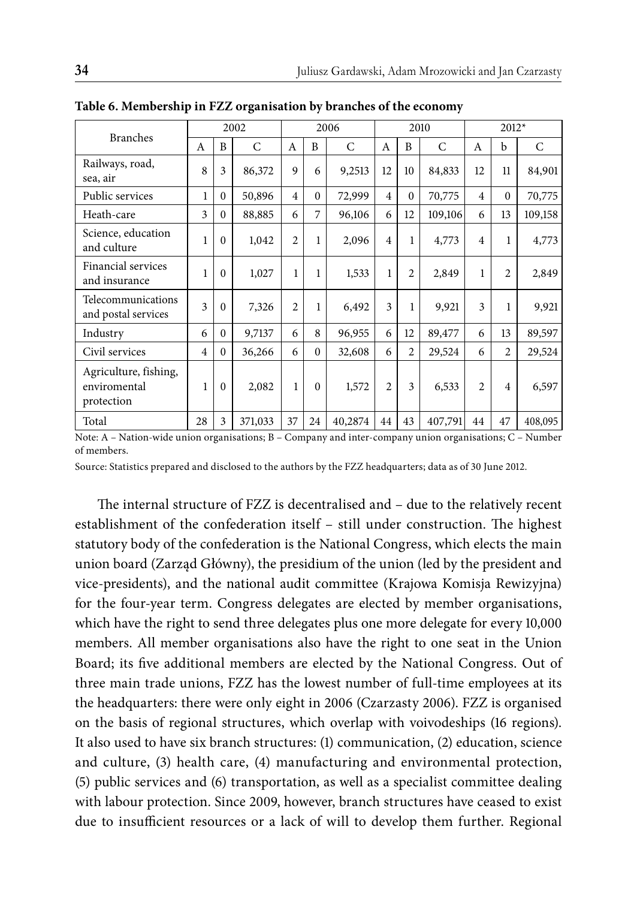**Table 6. Membership in FZZ organisation by branches of the economy**

| Branches | 2002 | | | 2006 | | | 2010 | | | 2012* | | |
|---|---|---|---|---|---|---|---|---|---|---|---|---|
| | A | B | C | A | B | C | A | B | C | A | b | C |
| Railways, road, sea, air | 8 | 3 | 86,372 | 9 | 6 | 9,2513 | 12 | 10 | 84,833 | 12 | 11 | 84,901 |
| Public services | 1 | 0 | 50,896 | 4 | 0 | 72,999 | 4 | 0 | 70,775 | 4 | 0 | 70,775 |
| Heath-care | 3 | 0 | 88,885 | 6 | 7 | 96,106 | 6 | 12 | 109,106 | 6 | 13 | 109,158 |
| Science, education and culture | 1 | 0 | 1,042 | 2 | 1 | 2,096 | 4 | 1 | 4,773 | 4 | 1 | 4,773 |
| Financial services and insurance | 1 | 0 | 1,027 | 1 | 1 | 1,533 | 1 | 2 | 2,849 | 1 | 2 | 2,849 |
| Telecommunications and postal services | 3 | 0 | 7,326 | 2 | 1 | 6,492 | 3 | 1 | 9,921 | 3 | 1 | 9,921 |
| Industry | 6 | 0 | 9,7137 | 6 | 8 | 96,955 | 6 | 12 | 89,477 | 6 | 13 | 89,597 |
| Civil services | 4 | 0 | 36,266 | 6 | 0 | 32,608 | 6 | 2 | 29,524 | 6 | 2 | 29,524 |
| Agriculture, fishing, enviromental protection | 1 | 0 | 2,082 | 1 | 0 | 1,572 | 2 | 3 | 6,533 | 2 | 4 | 6,597 |
| Total | 28 | 3 | 371,033 | 37 | 24 | 40,2874 | 44 | 43 | 407,791 | 44 | 47 | 408,095 |

Note: A – Nation-wide union organisations; B – Company and inter-company union organisations; C – Number of members.

Source: Statistics prepared and disclosed to the authors by the FZZ headquarters; data as of 30 June 2012.

The internal structure of FZZ is decentralised and – due to the relatively recent establishment of the confederation itself – still under construction. The highest statutory body of the confederation is the National Congress, which elects the main union board (Zarząd Główny), the presidium of the union (led by the president and vice-presidents), and the national audit committee (Krajowa Komisja Rewizyjna) for the four-year term. Congress delegates are elected by member organisations, which have the right to send three delegates plus one more delegate for every 10,000 members. All member organisations also have the right to one seat in the Union Board; its five additional members are elected by the National Congress. Out of three main trade unions, FZZ has the lowest number of full-time employees at its the headquarters: there were only eight in 2006 (Czarzasty 2006). FZZ is organised on the basis of regional structures, which overlap with voivodeships (16 regions). It also used to have six branch structures: (1) communication, (2) education, science and culture, (3) health care, (4) manufacturing and environmental protection, (5) public services and (6) transportation, as well as a specialist committee dealing with labour protection. Since 2009, however, branch structures have ceased to exist due to insufficient resources or a lack of will to develop them further. Regional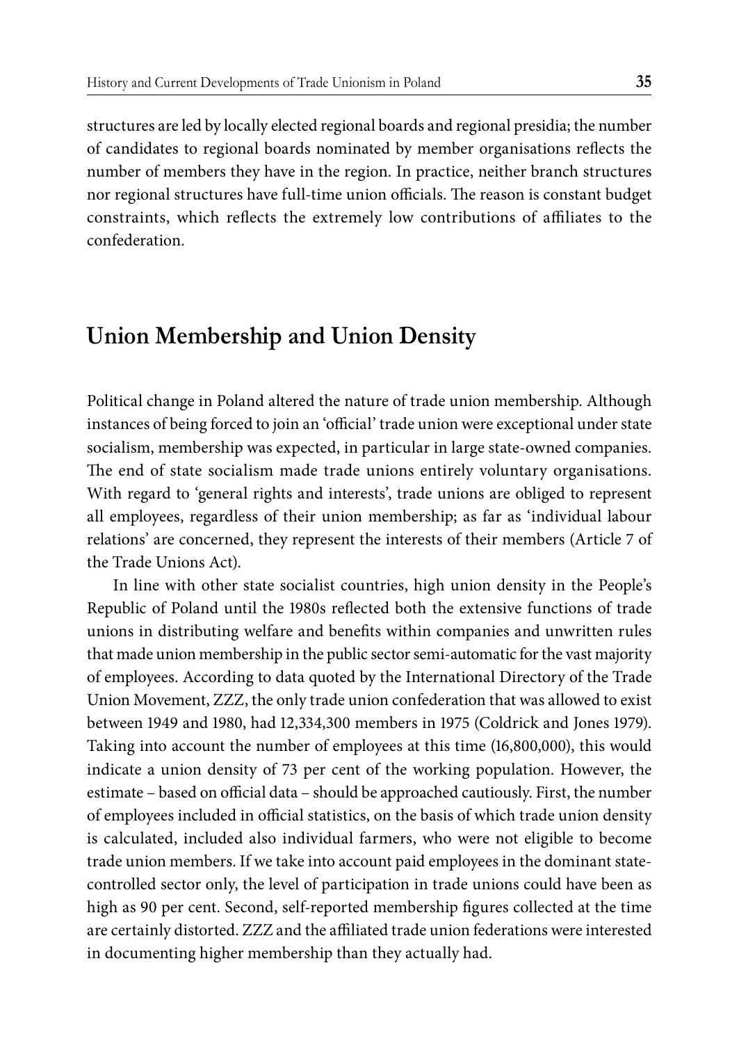structures are led by locally elected regional boards and regional presidia; the number of candidates to regional boards nominated by member organisations reflects the number of members they have in the region. In practice, neither branch structures nor regional structures have full-time union officials. The reason is constant budget constraints, which reflects the extremely low contributions of affiliates to the confederation.

## Union Membership and Union Density

Political change in Poland altered the nature of trade union membership. Although instances of being forced to join an 'official' trade union were exceptional under state socialism, membership was expected, in particular in large state-owned companies. The end of state socialism made trade unions entirely voluntary organisations. With regard to 'general rights and interests', trade unions are obliged to represent all employees, regardless of their union membership; as far as 'individual labour relations' are concerned, they represent the interests of their members (Article 7 of the Trade Unions Act).

In line with other state socialist countries, high union density in the People's Republic of Poland until the 1980s reflected both the extensive functions of trade unions in distributing welfare and benefits within companies and unwritten rules that made union membership in the public sector semi-automatic for the vast majority of employees. According to data quoted by the International Directory of the Trade Union Movement, ZZZ, the only trade union confederation that was allowed to exist between 1949 and 1980, had 12,334,300 members in 1975 (Coldrick and Jones 1979). Taking into account the number of employees at this time (16,800,000), this would indicate a union density of 73 per cent of the working population. However, the estimate – based on official data – should be approached cautiously. First, the number of employees included in official statistics, on the basis of which trade union density is calculated, included also individual farmers, who were not eligible to become trade union members. If we take into account paid employees in the dominant state-controlled sector only, the level of participation in trade unions could have been as high as 90 per cent. Second, self-reported membership figures collected at the time are certainly distorted. ZZZ and the affiliated trade union federations were interested in documenting higher membership than they actually had.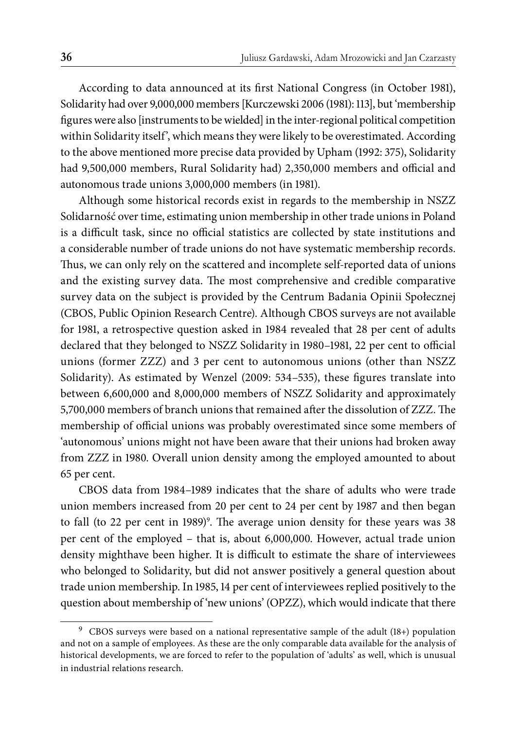According to data announced at its first National Congress (in October 1981), Solidarity had over 9,000,000 members [Kurczewski 2006 (1981): 113], but 'membership figures were also [instruments to be wielded] in the inter-regional political competition within Solidarity itself', which means they were likely to be overestimated. According to the above mentioned more precise data provided by Upham (1992: 375), Solidarity had 9,500,000 members, Rural Solidarity had) 2,350,000 members and official and autonomous trade unions 3,000,000 members (in 1981).

Although some historical records exist in regards to the membership in NSZZ Solidarność over time, estimating union membership in other trade unions in Poland is a difficult task, since no official statistics are collected by state institutions and a considerable number of trade unions do not have systematic membership records. Thus, we can only rely on the scattered and incomplete self-reported data of unions and the existing survey data. The most comprehensive and credible comparative survey data on the subject is provided by the Centrum Badania Opinii Społecznej (CBOS, Public Opinion Research Centre). Although CBOS surveys are not available for 1981, a retrospective question asked in 1984 revealed that 28 per cent of adults declared that they belonged to NSZZ Solidarity in 1980–1981, 22 per cent to official unions (former ZZZ) and 3 per cent to autonomous unions (other than NSZZ Solidarity). As estimated by Wenzel (2009: 534–535), these figures translate into between 6,600,000 and 8,000,000 members of NSZZ Solidarity and approximately 5,700,000 members of branch unions that remained after the dissolution of ZZZ. The membership of official unions was probably overestimated since some members of 'autonomous' unions might not have been aware that their unions had broken away from ZZZ in 1980. Overall union density among the employed amounted to about 65 per cent.

CBOS data from 1984–1989 indicates that the share of adults who were trade union members increased from 20 per cent to 24 per cent by 1987 and then began to fall (to 22 per cent in 1989)[9]. The average union density for these years was 38 per cent of the employed – that is, about 6,000,000. However, actual trade union density mighthave been higher. It is difficult to estimate the share of interviewees who belonged to Solidarity, but did not answer positively a general question about trade union membership. In 1985, 14 per cent of interviewees replied positively to the question about membership of 'new unions' (OPZZ), which would indicate that there

---

[9] CBOS surveys were based on a national representative sample of the adult (18+) population and not on a sample of employees. As these are the only comparable data available for the analysis of historical developments, we are forced to refer to the population of 'adults' as well, which is unusual in industrial relations research.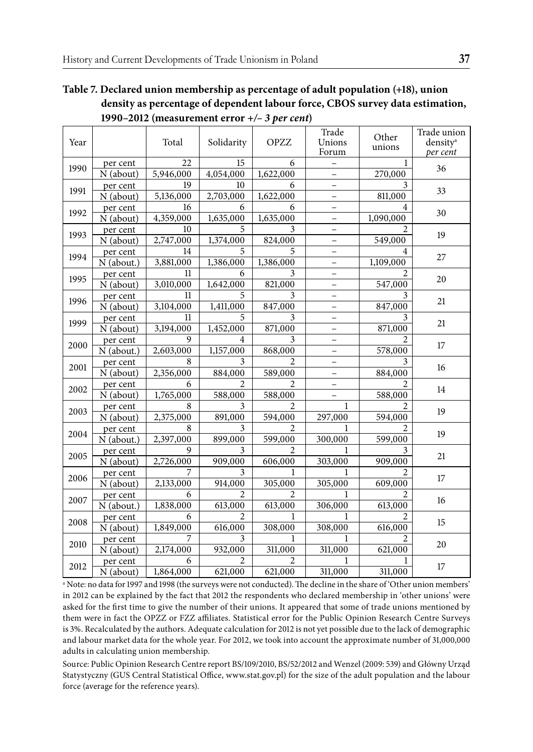**Table 7. Declared union membership as percentage of adult population (+18), union density as percentage of dependent labour force, CBOS survey data estimation, 1990–2012 (measurement error +/– *3 per cent*)**

| Year | | Total | Solidarity | OPZZ | Trade Unions Forum | Other unions | Trade union density[a] *per cent* |
|---|---|---|---|---|---|---|---|
| 1990 | per cent | 22 | 15 | 6 | – | 1 | 36 |
| | N (about) | 5,946,000 | 4,054,000 | 1,622,000 | – | 270,000 | |
| 1991 | per cent | 19 | 10 | 6 | – | 3 | 33 |
| | N (about) | 5,136,000 | 2,703,000 | 1,622,000 | – | 811,000 | |
| 1992 | per cent | 16 | 6 | 6 | – | 4 | 30 |
| | N (about) | 4,359,000 | 1,635,000 | 1,635,000 | – | 1,090,000 | |
| 1993 | per cent | 10 | 5 | 3 | – | 2 | 19 |
| | N (about) | 2,747,000 | 1,374,000 | 824,000 | – | 549,000 | |
| 1994 | per cent | 14 | 5 | 5 | – | 4 | 27 |
| | N (about.) | 3,881,000 | 1,386,000 | 1,386,000 | – | 1,109,000 | |
| 1995 | per cent | 11 | 6 | 3 | – | 2 | 20 |
| | N (about) | 3,010,000 | 1,642,000 | 821,000 | – | 547,000 | |
| 1996 | per cent | 11 | 5 | 3 | – | 3 | 21 |
| | N (about) | 3,104,000 | 1,411,000 | 847,000 | – | 847,000 | |
| 1999 | per cent | 11 | 5 | 3 | – | 3 | 21 |
| | N (about) | 3,194,000 | 1,452,000 | 871,000 | – | 871,000 | |
| 2000 | per cent | 9 | 4 | 3 | – | 2 | 17 |
| | N (about.) | 2,603,000 | 1,157,000 | 868,000 | – | 578,000 | |
| 2001 | per cent | 8 | 3 | 2 | – | 3 | 16 |
| | N (about) | 2,356,000 | 884,000 | 589,000 | – | 884,000 | |
| 2002 | per cent | 6 | 2 | 2 | – | 2 | 14 |
| | N (about) | 1,765,000 | 588,000 | 588,000 | – | 588,000 | |
| 2003 | per cent | 8 | 3 | 2 | 1 | 2 | 19 |
| | N (about) | 2,375,000 | 891,000 | 594,000 | 297,000 | 594,000 | |
| 2004 | per cent | 8 | 3 | 2 | 1 | 2 | 19 |
| | N (about.) | 2,397,000 | 899,000 | 599,000 | 300,000 | 599,000 | |
| 2005 | per cent | 9 | 3 | 2 | 1 | 3 | 21 |
| | N (about) | 2,726,000 | 909,000 | 606,000 | 303,000 | 909,000 | |
| 2006 | per cent | 7 | 3 | 1 | 1 | 2 | 17 |
| | N (about) | 2,133,000 | 914,000 | 305,000 | 305,000 | 609,000 | |
| 2007 | per cent | 6 | 2 | 2 | 1 | 2 | 16 |
| | N (about.) | 1,838,000 | 613,000 | 613,000 | 306,000 | 613,000 | |
| 2008 | per cent | 6 | 2 | 1 | 1 | 2 | 15 |
| | N (about) | 1,849,000 | 616,000 | 308,000 | 308,000 | 616,000 | |
| 2010 | per cent | 7 | 3 | 1 | 1 | 2 | 20 |
| | N (about) | 2,174,000 | 932,000 | 311,000 | 311,000 | 621,000 | |
| 2012 | per cent | 6 | 2 | 2 | 1 | 1 | 17 |
| | N (about) | 1,864,000 | 621,000 | 621,000 | 311,000 | 311,000 | |

[a] Note: no data for 1997 and 1998 (the surveys were not conducted). The decline in the share of 'Other union members' in 2012 can be explained by the fact that 2012 the respondents who declared membership in 'other unions' were asked for the first time to give the number of their unions. It appeared that some of trade unions mentioned by them were in fact the OPZZ or FZZ affiliates. Statistical error for the Public Opinion Research Centre Surveys is 3%. Recalculated by the authors. Adequate calculation for 2012 is not yet possible due to the lack of demographic and labour market data for the whole year. For 2012, we took into account the approximate number of 31,000,000 adults in calculating union membership.

Source: Public Opinion Research Centre report BS/109/2010, BS/52/2012 and Wenzel (2009: 539) and Główny Urząd Statystyczny (GUS Central Statistical Office, www.stat.gov.pl) for the size of the adult population and the labour force (average for the reference years).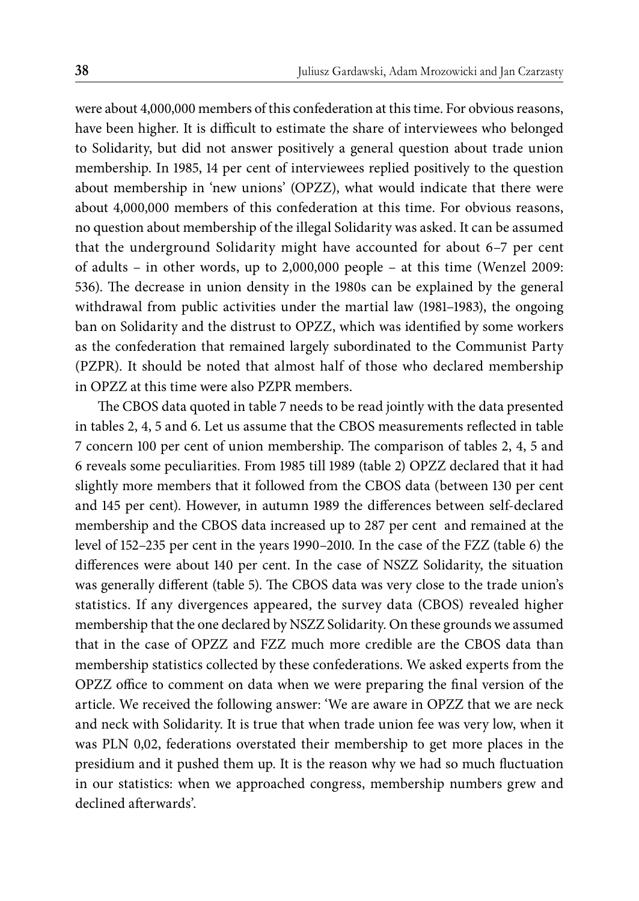were about 4,000,000 members of this confederation at this time. For obvious reasons, have been higher. It is difficult to estimate the share of interviewees who belonged to Solidarity, but did not answer positively a general question about trade union membership. In 1985, 14 per cent of interviewees replied positively to the question about membership in 'new unions' (OPZZ), what would indicate that there were about 4,000,000 members of this confederation at this time. For obvious reasons, no question about membership of the illegal Solidarity was asked. It can be assumed that the underground Solidarity might have accounted for about 6–7 per cent of adults – in other words, up to 2,000,000 people – at this time (Wenzel 2009: 536). The decrease in union density in the 1980s can be explained by the general withdrawal from public activities under the martial law (1981–1983), the ongoing ban on Solidarity and the distrust to OPZZ, which was identified by some workers as the confederation that remained largely subordinated to the Communist Party (PZPR). It should be noted that almost half of those who declared membership in OPZZ at this time were also PZPR members.

The CBOS data quoted in table 7 needs to be read jointly with the data presented in tables 2, 4, 5 and 6. Let us assume that the CBOS measurements reflected in table 7 concern 100 per cent of union membership. The comparison of tables 2, 4, 5 and 6 reveals some peculiarities. From 1985 till 1989 (table 2) OPZZ declared that it had slightly more members that it followed from the CBOS data (between 130 per cent and 145 per cent). However, in autumn 1989 the differences between self-declared membership and the CBOS data increased up to 287 per cent and remained at the level of 152–235 per cent in the years 1990–2010. In the case of the FZZ (table 6) the differences were about 140 per cent. In the case of NSZZ Solidarity, the situation was generally different (table 5). The CBOS data was very close to the trade union's statistics. If any divergences appeared, the survey data (CBOS) revealed higher membership that the one declared by NSZZ Solidarity. On these grounds we assumed that in the case of OPZZ and FZZ much more credible are the CBOS data than membership statistics collected by these confederations. We asked experts from the OPZZ office to comment on data when we were preparing the final version of the article. We received the following answer: 'We are aware in OPZZ that we are neck and neck with Solidarity. It is true that when trade union fee was very low, when it was PLN 0,02, federations overstated their membership to get more places in the presidium and it pushed them up. It is the reason why we had so much fluctuation in our statistics: when we approached congress, membership numbers grew and declined afterwards'.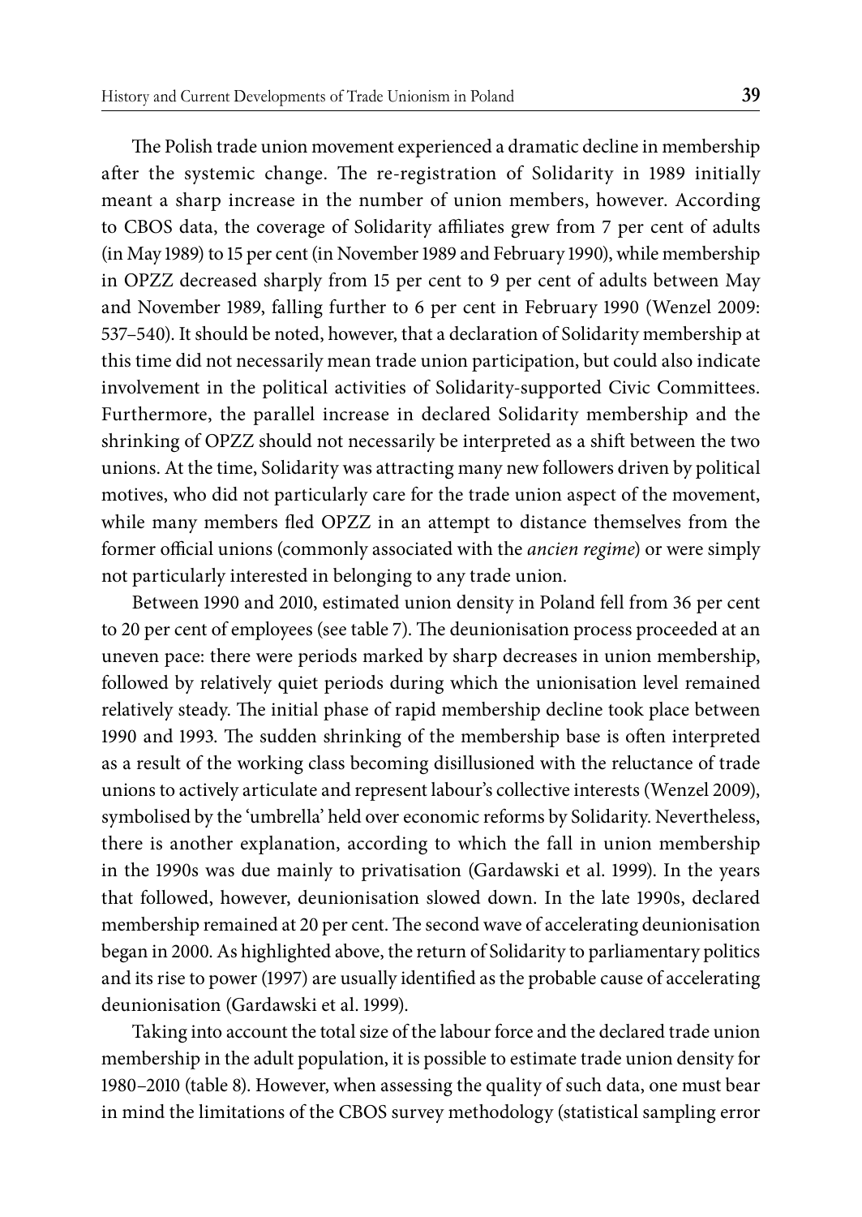The Polish trade union movement experienced a dramatic decline in membership after the systemic change. The re-registration of Solidarity in 1989 initially meant a sharp increase in the number of union members, however. According to CBOS data, the coverage of Solidarity affiliates grew from 7 per cent of adults (in May 1989) to 15 per cent (in November 1989 and February 1990), while membership in OPZZ decreased sharply from 15 per cent to 9 per cent of adults between May and November 1989, falling further to 6 per cent in February 1990 (Wenzel 2009: 537–540). It should be noted, however, that a declaration of Solidarity membership at this time did not necessarily mean trade union participation, but could also indicate involvement in the political activities of Solidarity-supported Civic Committees. Furthermore, the parallel increase in declared Solidarity membership and the shrinking of OPZZ should not necessarily be interpreted as a shift between the two unions. At the time, Solidarity was attracting many new followers driven by political motives, who did not particularly care for the trade union aspect of the movement, while many members fled OPZZ in an attempt to distance themselves from the former official unions (commonly associated with the *ancien regime*) or were simply not particularly interested in belonging to any trade union.

Between 1990 and 2010, estimated union density in Poland fell from 36 per cent to 20 per cent of employees (see table 7). The deunionisation process proceeded at an uneven pace: there were periods marked by sharp decreases in union membership, followed by relatively quiet periods during which the unionisation level remained relatively steady. The initial phase of rapid membership decline took place between 1990 and 1993. The sudden shrinking of the membership base is often interpreted as a result of the working class becoming disillusioned with the reluctance of trade unions to actively articulate and represent labour's collective interests (Wenzel 2009), symbolised by the 'umbrella' held over economic reforms by Solidarity. Nevertheless, there is another explanation, according to which the fall in union membership in the 1990s was due mainly to privatisation (Gardawski et al. 1999). In the years that followed, however, deunionisation slowed down. In the late 1990s, declared membership remained at 20 per cent. The second wave of accelerating deunionisation began in 2000. As highlighted above, the return of Solidarity to parliamentary politics and its rise to power (1997) are usually identified as the probable cause of accelerating deunionisation (Gardawski et al. 1999).

Taking into account the total size of the labour force and the declared trade union membership in the adult population, it is possible to estimate trade union density for 1980–2010 (table 8). However, when assessing the quality of such data, one must bear in mind the limitations of the CBOS survey methodology (statistical sampling error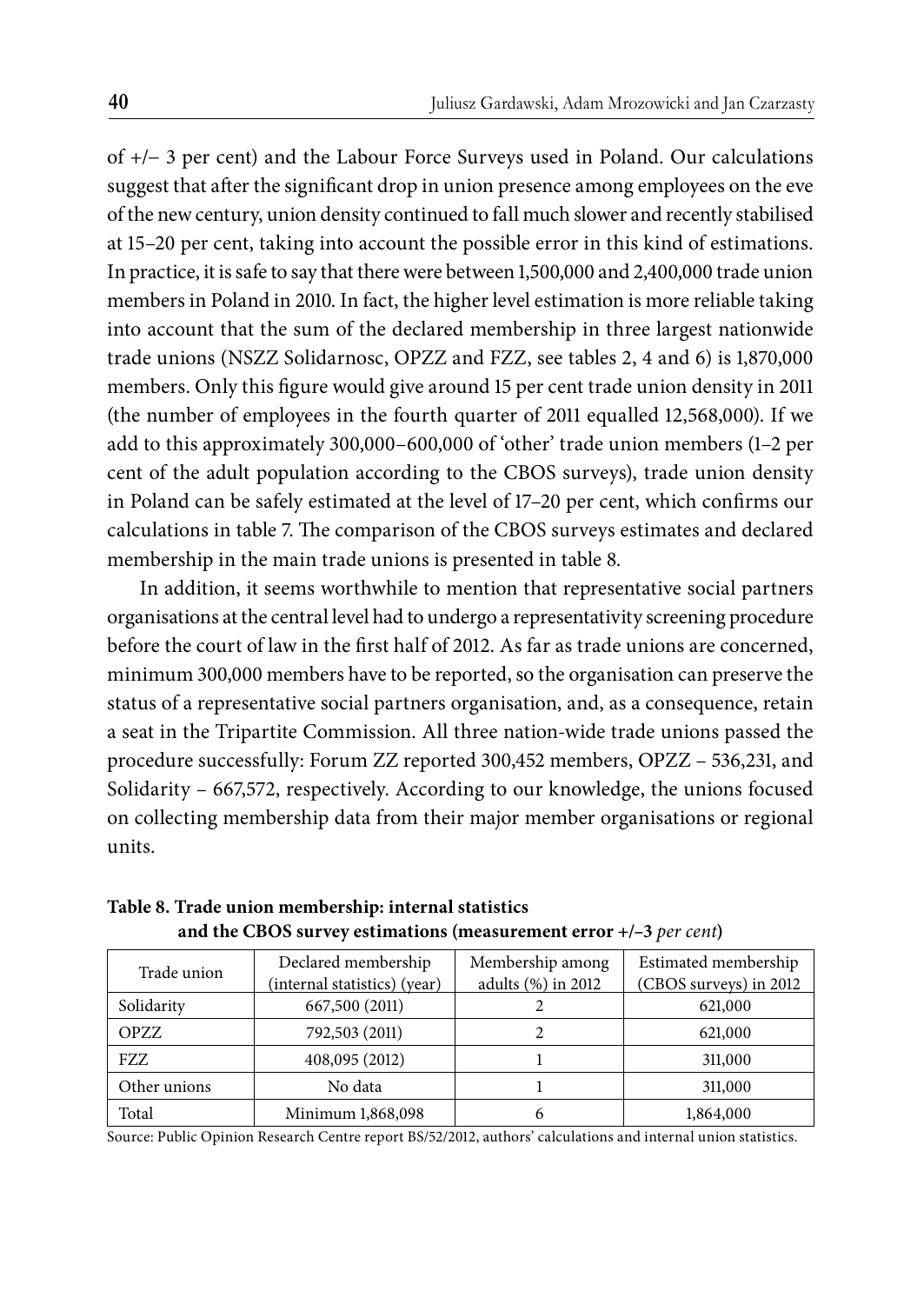of +/– 3 per cent) and the Labour Force Surveys used in Poland. Our calculations suggest that after the significant drop in union presence among employees on the eve of the new century, union density continued to fall much slower and recently stabilised at 15–20 per cent, taking into account the possible error in this kind of estimations. In practice, it is safe to say that there were between 1,500,000 and 2,400,000 trade union members in Poland in 2010. In fact, the higher level estimation is more reliable taking into account that the sum of the declared membership in three largest nationwide trade unions (NSZZ Solidarnosc, OPZZ and FZZ, see tables 2, 4 and 6) is 1,870,000 members. Only this figure would give around 15 per cent trade union density in 2011 (the number of employees in the fourth quarter of 2011 equalled 12,568,000). If we add to this approximately 300,000–600,000 of 'other' trade union members (1–2 per cent of the adult population according to the CBOS surveys), trade union density in Poland can be safely estimated at the level of 17–20 per cent, which confirms our calculations in table 7. The comparison of the CBOS surveys estimates and declared membership in the main trade unions is presented in table 8.

In addition, it seems worthwhile to mention that representative social partners organisations at the central level had to undergo a representativity screening procedure before the court of law in the first half of 2012. As far as trade unions are concerned, minimum 300,000 members have to be reported, so the organisation can preserve the status of a representative social partners organisation, and, as a consequence, retain a seat in the Tripartite Commission. All three nation-wide trade unions passed the procedure successfully: Forum ZZ reported 300,452 members, OPZZ – 536,231, and Solidarity – 667,572, respectively. According to our knowledge, the unions focused on collecting membership data from their major member organisations or regional units.

**Table 8. Trade union membership: internal statistics and the CBOS survey estimations (measurement error +/–3 *per cent*)**

| Trade union | Declared membership (internal statistics) (year) | Membership among adults (%) in 2012 | Estimated membership (CBOS surveys) in 2012 |
|---|---|---|---|
| Solidarity | 667,500 (2011) | 2 | 621,000 |
| OPZZ | 792,503 (2011) | 2 | 621,000 |
| FZZ | 408,095 (2012) | 1 | 311,000 |
| Other unions | No data | 1 | 311,000 |
| Total | Minimum 1,868,098 | 6 | 1,864,000 |

Source: Public Opinion Research Centre report BS/52/2012, authors' calculations and internal union statistics.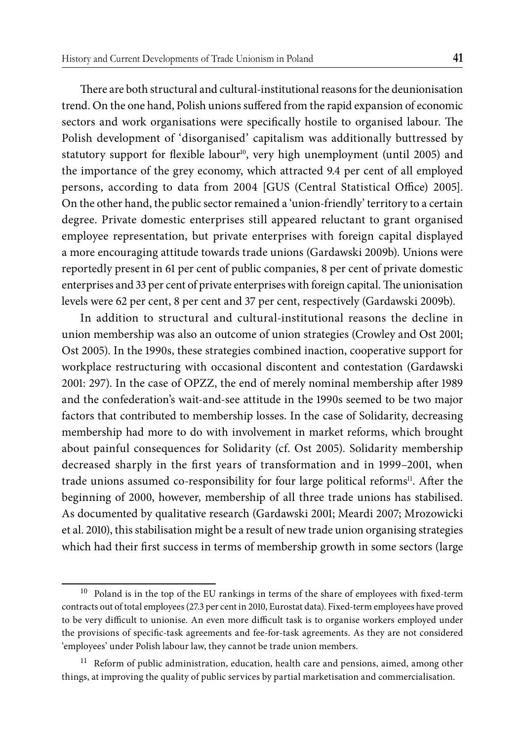There are both structural and cultural-institutional reasons for the deunionisation trend. On the one hand, Polish unions suffered from the rapid expansion of economic sectors and work organisations were specifically hostile to organised labour. The Polish development of 'disorganised' capitalism was additionally buttressed by statutory support for flexible labour[10], very high unemployment (until 2005) and the importance of the grey economy, which attracted 9.4 per cent of all employed persons, according to data from 2004 [GUS (Central Statistical Office) 2005]. On the other hand, the public sector remained a 'union-friendly' territory to a certain degree. Private domestic enterprises still appeared reluctant to grant organised employee representation, but private enterprises with foreign capital displayed a more encouraging attitude towards trade unions (Gardawski 2009b). Unions were reportedly present in 61 per cent of public companies, 8 per cent of private domestic enterprises and 33 per cent of private enterprises with foreign capital. The unionisation levels were 62 per cent, 8 per cent and 37 per cent, respectively (Gardawski 2009b).

In addition to structural and cultural-institutional reasons the decline in union membership was also an outcome of union strategies (Crowley and Ost 2001; Ost 2005). In the 1990s, these strategies combined inaction, cooperative support for workplace restructuring with occasional discontent and contestation (Gardawski 2001: 297). In the case of OPZZ, the end of merely nominal membership after 1989 and the confederation's wait-and-see attitude in the 1990s seemed to be two major factors that contributed to membership losses. In the case of Solidarity, decreasing membership had more to do with involvement in market reforms, which brought about painful consequences for Solidarity (cf. Ost 2005). Solidarity membership decreased sharply in the first years of transformation and in 1999–2001, when trade unions assumed co-responsibility for four large political reforms[11]. After the beginning of 2000, however, membership of all three trade unions has stabilised. As documented by qualitative research (Gardawski 2001; Meardi 2007; Mrozowicki et al. 2010), this stabilisation might be a result of new trade union organising strategies which had their first success in terms of membership growth in some sectors (large

---

[10] Poland is in the top of the EU rankings in terms of the share of employees with fixed-term contracts out of total employees (27.3 per cent in 2010, Eurostat data). Fixed-term employees have proved to be very difficult to unionise. An even more difficult task is to organise workers employed under the provisions of specific-task agreements and fee-for-task agreements. As they are not considered 'employees' under Polish labour law, they cannot be trade union members.

[11] Reform of public administration, education, health care and pensions, aimed, among other things, at improving the quality of public services by partial marketisation and commercialisation.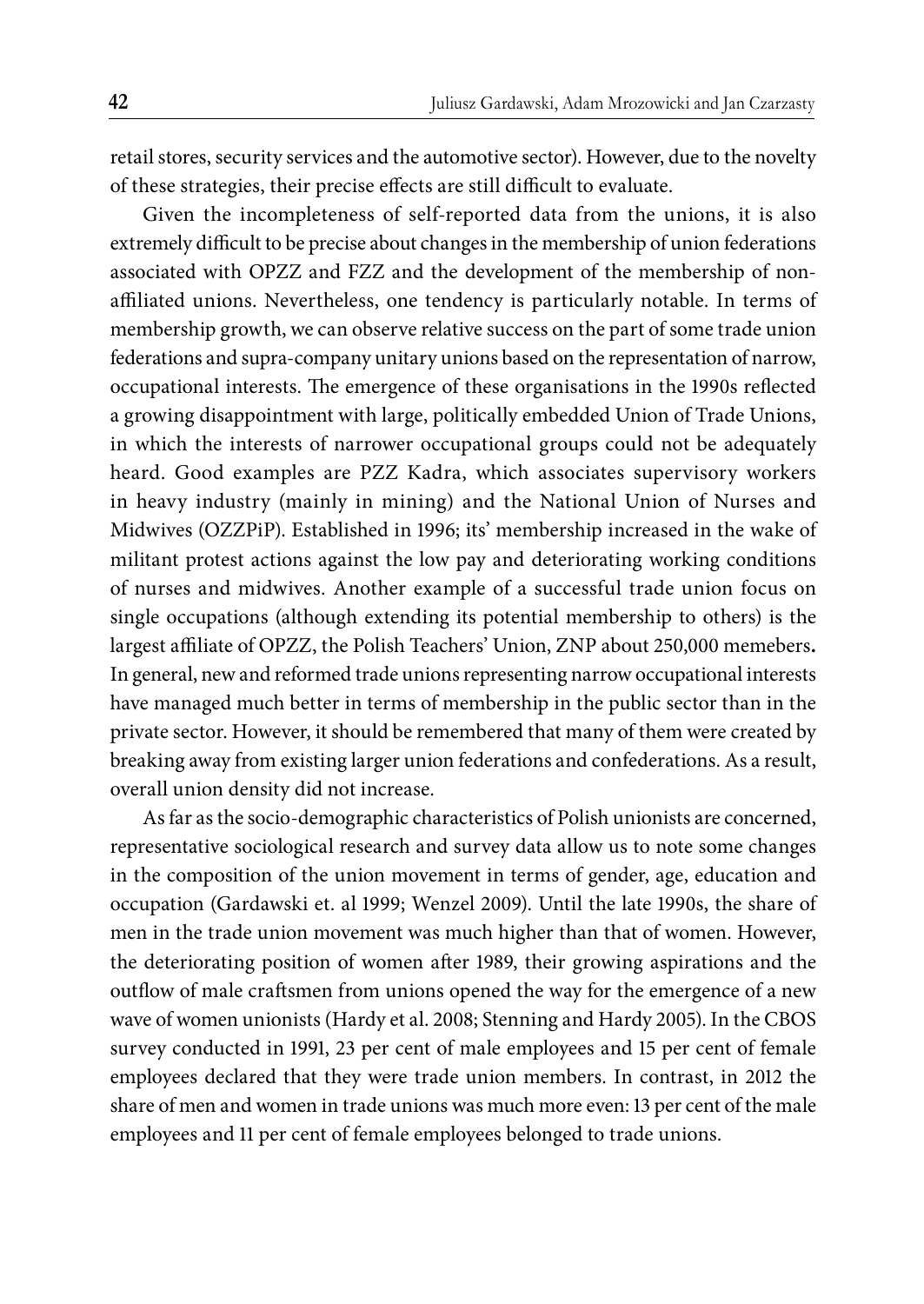retail stores, security services and the automotive sector). However, due to the novelty of these strategies, their precise effects are still difficult to evaluate.

Given the incompleteness of self-reported data from the unions, it is also extremely difficult to be precise about changes in the membership of union federations associated with OPZZ and FZZ and the development of the membership of non-affiliated unions. Nevertheless, one tendency is particularly notable. In terms of membership growth, we can observe relative success on the part of some trade union federations and supra-company unitary unions based on the representation of narrow, occupational interests. The emergence of these organisations in the 1990s reflected a growing disappointment with large, politically embedded Union of Trade Unions, in which the interests of narrower occupational groups could not be adequately heard. Good examples are PZZ Kadra, which associates supervisory workers in heavy industry (mainly in mining) and the National Union of Nurses and Midwives (OZZPiP). Established in 1996; its' membership increased in the wake of militant protest actions against the low pay and deteriorating working conditions of nurses and midwives. Another example of a successful trade union focus on single occupations (although extending its potential membership to others) is the largest affiliate of OPZZ, the Polish Teachers' Union, ZNP about 250,000 memebers**.** In general, new and reformed trade unions representing narrow occupational interests have managed much better in terms of membership in the public sector than in the private sector. However, it should be remembered that many of them were created by breaking away from existing larger union federations and confederations. As a result, overall union density did not increase.

As far as the socio-demographic characteristics of Polish unionists are concerned, representative sociological research and survey data allow us to note some changes in the composition of the union movement in terms of gender, age, education and occupation (Gardawski et. al 1999; Wenzel 2009). Until the late 1990s, the share of men in the trade union movement was much higher than that of women. However, the deteriorating position of women after 1989, their growing aspirations and the outflow of male craftsmen from unions opened the way for the emergence of a new wave of women unionists (Hardy et al. 2008; Stenning and Hardy 2005). In the CBOS survey conducted in 1991, 23 per cent of male employees and 15 per cent of female employees declared that they were trade union members. In contrast, in 2012 the share of men and women in trade unions was much more even: 13 per cent of the male employees and 11 per cent of female employees belonged to trade unions.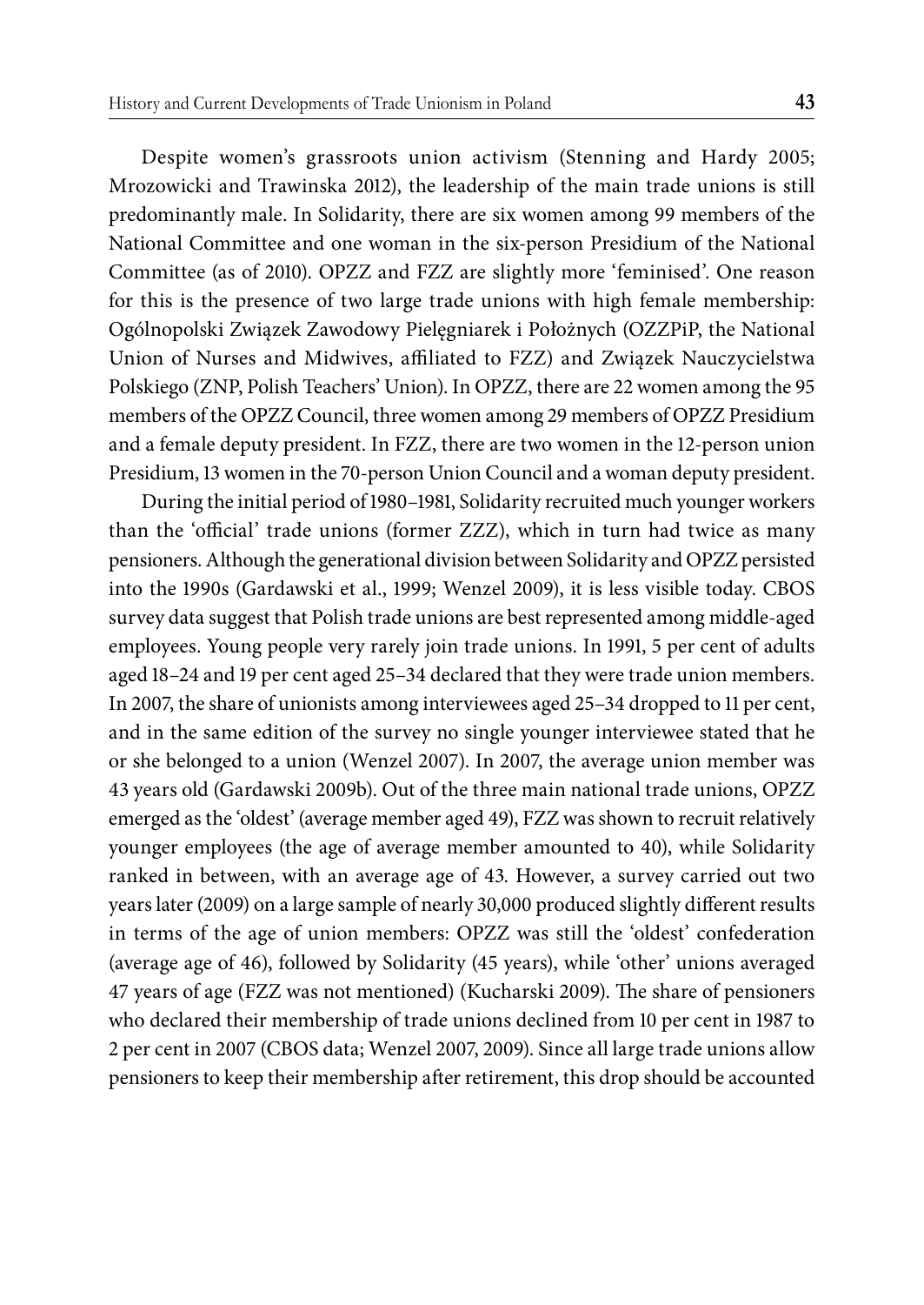Despite women's grassroots union activism (Stenning and Hardy 2005; Mrozowicki and Trawinska 2012), the leadership of the main trade unions is still predominantly male. In Solidarity, there are six women among 99 members of the National Committee and one woman in the six-person Presidium of the National Committee (as of 2010). OPZZ and FZZ are slightly more 'feminised'. One reason for this is the presence of two large trade unions with high female membership: Ogólnopolski Związek Zawodowy Pielęgniarek i Położnych (OZZPiP, the National Union of Nurses and Midwives, affiliated to FZZ) and Związek Nauczycielstwa Polskiego (ZNP, Polish Teachers' Union). In OPZZ, there are 22 women among the 95 members of the OPZZ Council, three women among 29 members of OPZZ Presidium and a female deputy president. In FZZ, there are two women in the 12-person union Presidium, 13 women in the 70-person Union Council and a woman deputy president.

During the initial period of 1980–1981, Solidarity recruited much younger workers than the 'official' trade unions (former ZZZ), which in turn had twice as many pensioners. Although the generational division between Solidarity and OPZZ persisted into the 1990s (Gardawski et al., 1999; Wenzel 2009), it is less visible today. CBOS survey data suggest that Polish trade unions are best represented among middle-aged employees. Young people very rarely join trade unions. In 1991, 5 per cent of adults aged 18–24 and 19 per cent aged 25–34 declared that they were trade union members. In 2007, the share of unionists among interviewees aged 25–34 dropped to 11 per cent, and in the same edition of the survey no single younger interviewee stated that he or she belonged to a union (Wenzel 2007). In 2007, the average union member was 43 years old (Gardawski 2009b). Out of the three main national trade unions, OPZZ emerged as the 'oldest' (average member aged 49), FZZ was shown to recruit relatively younger employees (the age of average member amounted to 40), while Solidarity ranked in between, with an average age of 43. However, a survey carried out two years later (2009) on a large sample of nearly 30,000 produced slightly different results in terms of the age of union members: OPZZ was still the 'oldest' confederation (average age of 46), followed by Solidarity (45 years), while 'other' unions averaged 47 years of age (FZZ was not mentioned) (Kucharski 2009). The share of pensioners who declared their membership of trade unions declined from 10 per cent in 1987 to 2 per cent in 2007 (CBOS data; Wenzel 2007, 2009). Since all large trade unions allow pensioners to keep their membership after retirement, this drop should be accounted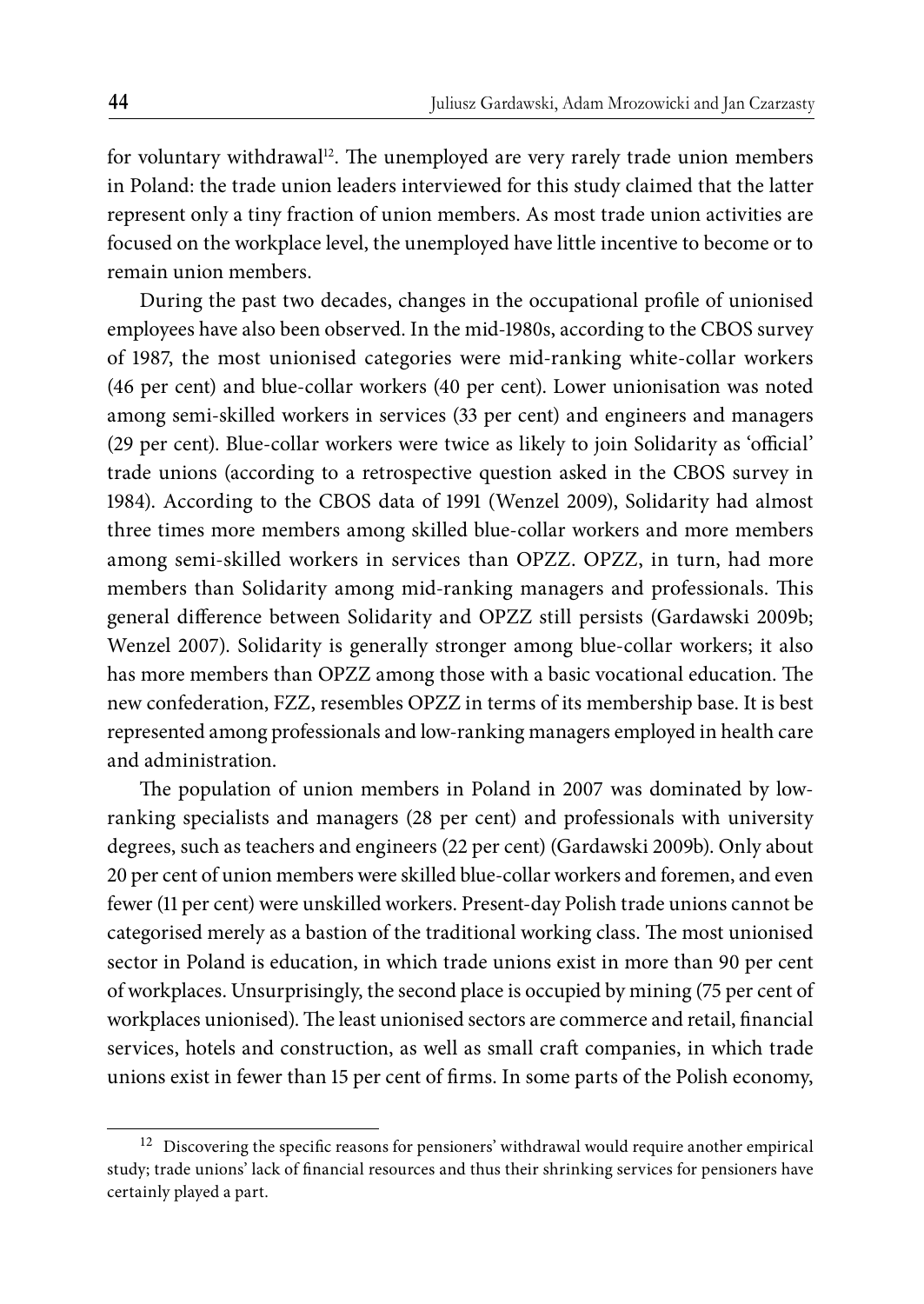for voluntary withdrawal[12]. The unemployed are very rarely trade union members in Poland: the trade union leaders interviewed for this study claimed that the latter represent only a tiny fraction of union members. As most trade union activities are focused on the workplace level, the unemployed have little incentive to become or to remain union members.

During the past two decades, changes in the occupational profile of unionised employees have also been observed. In the mid-1980s, according to the CBOS survey of 1987, the most unionised categories were mid-ranking white-collar workers (46 per cent) and blue-collar workers (40 per cent). Lower unionisation was noted among semi-skilled workers in services (33 per cent) and engineers and managers (29 per cent). Blue-collar workers were twice as likely to join Solidarity as 'official' trade unions (according to a retrospective question asked in the CBOS survey in 1984). According to the CBOS data of 1991 (Wenzel 2009), Solidarity had almost three times more members among skilled blue-collar workers and more members among semi-skilled workers in services than OPZZ. OPZZ, in turn, had more members than Solidarity among mid-ranking managers and professionals. This general difference between Solidarity and OPZZ still persists (Gardawski 2009b; Wenzel 2007). Solidarity is generally stronger among blue-collar workers; it also has more members than OPZZ among those with a basic vocational education. The new confederation, FZZ, resembles OPZZ in terms of its membership base. It is best represented among professionals and low-ranking managers employed in health care and administration.

The population of union members in Poland in 2007 was dominated by low-ranking specialists and managers (28 per cent) and professionals with university degrees, such as teachers and engineers (22 per cent) (Gardawski 2009b). Only about 20 per cent of union members were skilled blue-collar workers and foremen, and even fewer (11 per cent) were unskilled workers. Present-day Polish trade unions cannot be categorised merely as a bastion of the traditional working class. The most unionised sector in Poland is education, in which trade unions exist in more than 90 per cent of workplaces. Unsurprisingly, the second place is occupied by mining (75 per cent of workplaces unionised). The least unionised sectors are commerce and retail, financial services, hotels and construction, as well as small craft companies, in which trade unions exist in fewer than 15 per cent of firms. In some parts of the Polish economy,

[12] Discovering the specific reasons for pensioners' withdrawal would require another empirical study; trade unions' lack of financial resources and thus their shrinking services for pensioners have certainly played a part.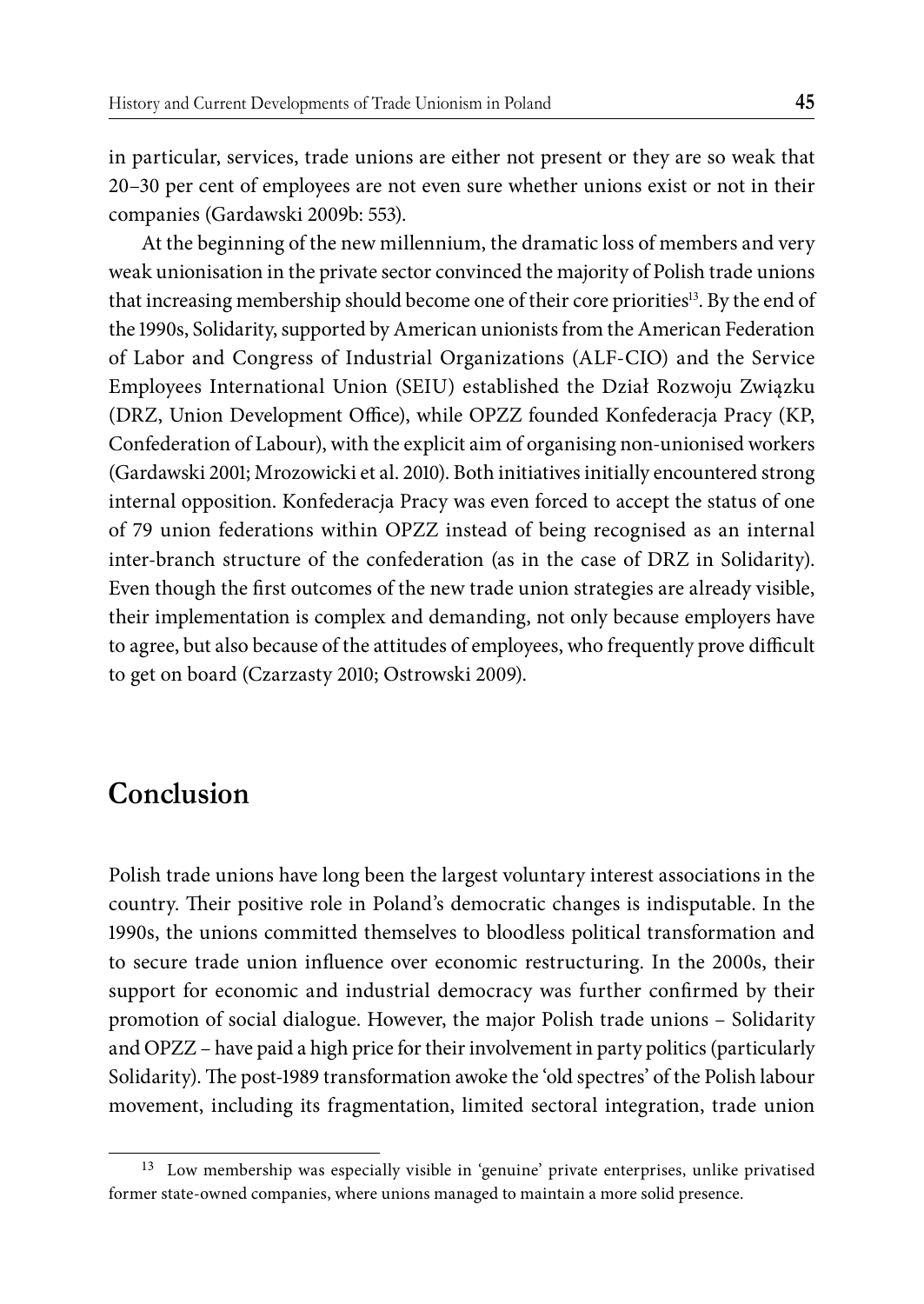in particular, services, trade unions are either not present or they are so weak that 20–30 per cent of employees are not even sure whether unions exist or not in their companies (Gardawski 2009b: 553).

At the beginning of the new millennium, the dramatic loss of members and very weak unionisation in the private sector convinced the majority of Polish trade unions that increasing membership should become one of their core priorities[13]. By the end of the 1990s, Solidarity, supported by American unionists from the American Federation of Labor and Congress of Industrial Organizations (ALF-CIO) and the Service Employees International Union (SEIU) established the Dział Rozwoju Związku (DRZ, Union Development Office), while OPZZ founded Konfederacja Pracy (KP, Confederation of Labour), with the explicit aim of organising non-unionised workers (Gardawski 2001; Mrozowicki et al. 2010). Both initiatives initially encountered strong internal opposition. Konfederacja Pracy was even forced to accept the status of one of 79 union federations within OPZZ instead of being recognised as an internal inter-branch structure of the confederation (as in the case of DRZ in Solidarity). Even though the first outcomes of the new trade union strategies are already visible, their implementation is complex and demanding, not only because employers have to agree, but also because of the attitudes of employees, who frequently prove difficult to get on board (Czarzasty 2010; Ostrowski 2009).

## Conclusion

Polish trade unions have long been the largest voluntary interest associations in the country. Their positive role in Poland's democratic changes is indisputable. In the 1990s, the unions committed themselves to bloodless political transformation and to secure trade union influence over economic restructuring. In the 2000s, their support for economic and industrial democracy was further confirmed by their promotion of social dialogue. However, the major Polish trade unions – Solidarity and OPZZ – have paid a high price for their involvement in party politics (particularly Solidarity). The post-1989 transformation awoke the 'old spectres' of the Polish labour movement, including its fragmentation, limited sectoral integration, trade union

---

[13] Low membership was especially visible in 'genuine' private enterprises, unlike privatised former state-owned companies, where unions managed to maintain a more solid presence.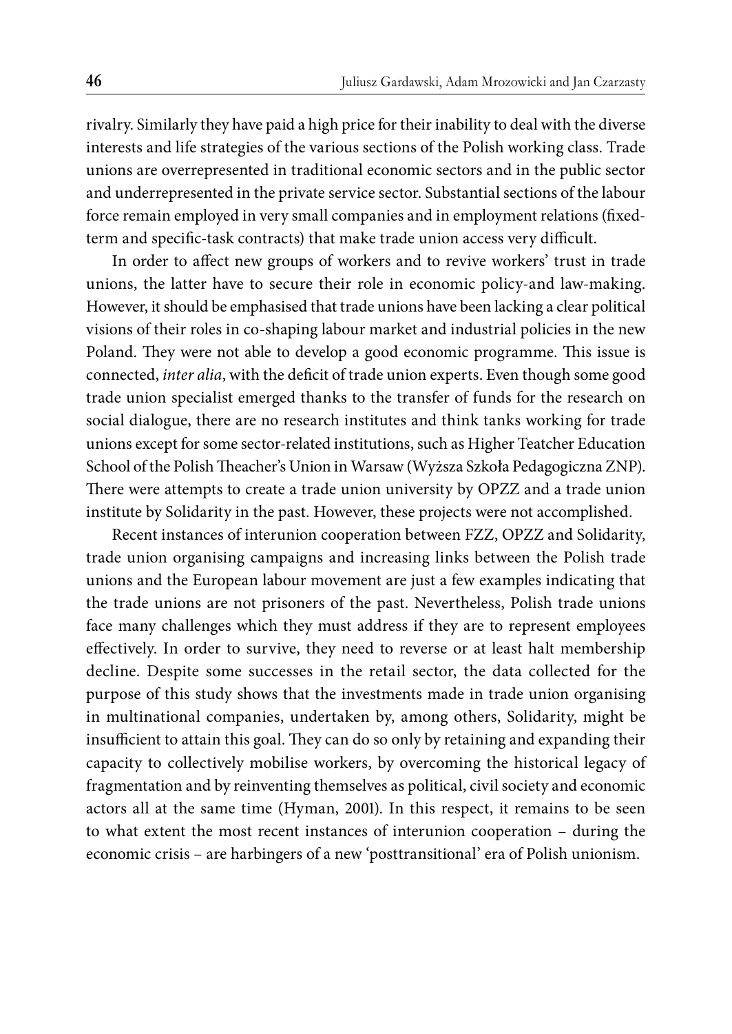rivalry. Similarly they have paid a high price for their inability to deal with the diverse interests and life strategies of the various sections of the Polish working class. Trade unions are overrepresented in traditional economic sectors and in the public sector and underrepresented in the private service sector. Substantial sections of the labour force remain employed in very small companies and in employment relations (fixed-term and specific-task contracts) that make trade union access very difficult.

In order to affect new groups of workers and to revive workers' trust in trade unions, the latter have to secure their role in economic policy-and law-making. However, it should be emphasised that trade unions have been lacking a clear political visions of their roles in co-shaping labour market and industrial policies in the new Poland. They were not able to develop a good economic programme. This issue is connected, *inter alia*, with the deficit of trade union experts. Even though some good trade union specialist emerged thanks to the transfer of funds for the research on social dialogue, there are no research institutes and think tanks working for trade unions except for some sector-related institutions, such as Higher Teatcher Education School of the Polish Theacher's Union in Warsaw (Wyższa Szkoła Pedagogiczna ZNP). There were attempts to create a trade union university by OPZZ and a trade union institute by Solidarity in the past. However, these projects were not accomplished.

Recent instances of interunion cooperation between FZZ, OPZZ and Solidarity, trade union organising campaigns and increasing links between the Polish trade unions and the European labour movement are just a few examples indicating that the trade unions are not prisoners of the past. Nevertheless, Polish trade unions face many challenges which they must address if they are to represent employees effectively. In order to survive, they need to reverse or at least halt membership decline. Despite some successes in the retail sector, the data collected for the purpose of this study shows that the investments made in trade union organising in multinational companies, undertaken by, among others, Solidarity, might be insufficient to attain this goal. They can do so only by retaining and expanding their capacity to collectively mobilise workers, by overcoming the historical legacy of fragmentation and by reinventing themselves as political, civil society and economic actors all at the same time (Hyman, 2001). In this respect, it remains to be seen to what extent the most recent instances of interunion cooperation – during the economic crisis – are harbingers of a new 'posttransitional' era of Polish unionism.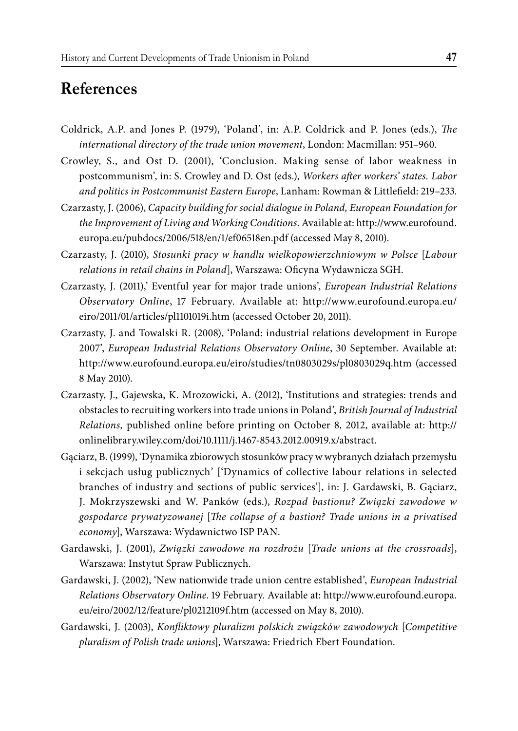## References

Coldrick, A.P. and Jones P. (1979), 'Poland', in: A.P. Coldrick and P. Jones (eds.), *The international directory of the trade union movement*, London: Macmillan: 951–960.

Crowley, S., and Ost D. (2001), 'Conclusion. Making sense of labor weakness in postcommunism', in: S. Crowley and D. Ost (eds.), *Workers after workers' states. Labor and politics in Postcommunist Eastern Europe*, Lanham: Rowman & Littlefield: 219–233.

Czarzasty, J. (2006), *Capacity building for social dialogue in Poland, European Foundation for the Improvement of Living and Working Conditions*. Available at: http://www.eurofound.europa.eu/pubdocs/2006/518/en/1/ef06518en.pdf (accessed May 8, 2010).

Czarzasty, J. (2010), *Stosunki pracy w handlu wielkopowierzchniowym w Polsce* [*Labour relations in retail chains in Poland*], Warszawa: Oficyna Wydawnicza SGH.

Czarzasty, J. (2011),' Eventful year for major trade unions', *European Industrial Relations Observatory Online*, 17 February. Available at: http://www.eurofound.europa.eu/eiro/2011/01/articles/pl1101019i.htm (accessed October 20, 2011).

Czarzasty, J. and Towalski R. (2008), 'Poland: industrial relations development in Europe 2007', *European Industrial Relations Observatory Online*, 30 September. Available at: http://www.eurofound.europa.eu/eiro/studies/tn0803029s/pl0803029q.htm (accessed 8 May 2010).

Czarzasty, J., Gajewska, K. Mrozowicki, A. (2012), 'Institutions and strategies: trends and obstacles to recruiting workers into trade unions in Poland', *British Journal of Industrial Relations,* published online before printing on October 8, 2012, available at: http://onlinelibrary.wiley.com/doi/10.1111/j.1467-8543.2012.00919.x/abstract.

Gąciarz, B. (1999), 'Dynamika zbiorowych stosunków pracy w wybranych działach przemysłu i sekcjach usług publicznych' ['Dynamics of collective labour relations in selected branches of industry and sections of public services'], in: J. Gardawski, B. Gąciarz, J. Mokrzyszewski and W. Panków (eds.), *Rozpad bastionu? Związki zawodowe w gospodarce prywatyzowanej* [*The collapse of a bastion? Trade unions in a privatised economy*], Warszawa: Wydawnictwo ISP PAN.

Gardawski, J. (2001), *Związki zawodowe na rozdrożu* [*Trade unions at the crossroads*], Warszawa: Instytut Spraw Publicznych.

Gardawski, J. (2002), 'New nationwide trade union centre established', *European Industrial Relations Observatory Online*. 19 February. Available at: http://www.eurofound.europa.eu/eiro/2002/12/feature/pl0212109f.htm (accessed on May 8, 2010).

Gardawski, J. (2003), *Konfliktowy pluralizm polskich związków zawodowych* [*Competitive pluralism of Polish trade unions*], Warszawa: Friedrich Ebert Foundation.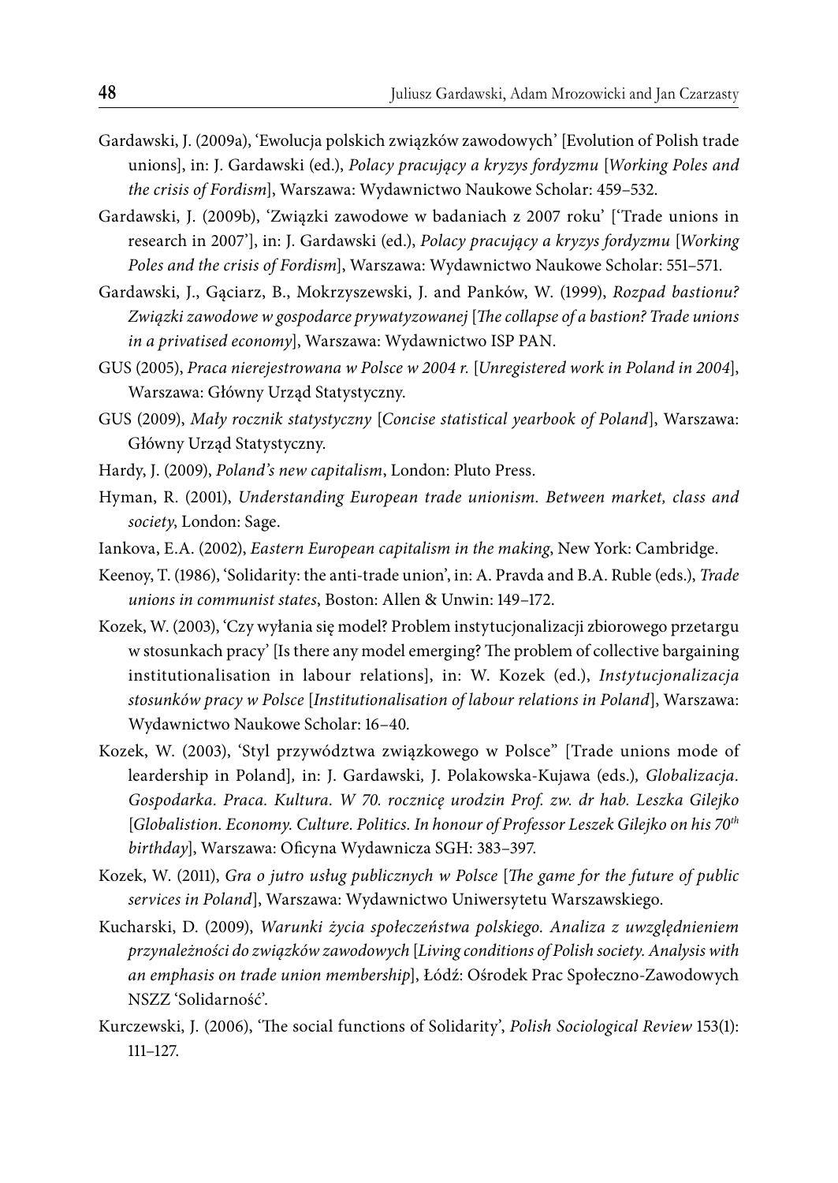Gardawski, J. (2009a), 'Ewolucja polskich związków zawodowych' [Evolution of Polish trade unions], in: J. Gardawski (ed.), *Polacy pracujący a kryzys fordyzmu* [*Working Poles and the crisis of Fordism*], Warszawa: Wydawnictwo Naukowe Scholar: 459–532.

Gardawski, J. (2009b), 'Związki zawodowe w badaniach z 2007 roku' ['Trade unions in research in 2007'], in: J. Gardawski (ed.), *Polacy pracujący a kryzys fordyzmu* [*Working Poles and the crisis of Fordism*], Warszawa: Wydawnictwo Naukowe Scholar: 551–571.

Gardawski, J., Gąciarz, B., Mokrzyszewski, J. and Panków, W. (1999), *Rozpad bastionu? Związki zawodowe w gospodarce prywatyzowanej* [*The collapse of a bastion? Trade unions in a privatised economy*], Warszawa: Wydawnictwo ISP PAN.

GUS (2005), *Praca nierejestrowana w Polsce w 2004 r.* [*Unregistered work in Poland in 2004*], Warszawa: Główny Urząd Statystyczny.

GUS (2009), *Mały rocznik statystyczny* [*Concise statistical yearbook of Poland*], Warszawa: Główny Urząd Statystyczny.

Hardy, J. (2009), *Poland's new capitalism*, London: Pluto Press.

Hyman, R. (2001), *Understanding European trade unionism. Between market, class and society*, London: Sage.

Iankova, E.A. (2002), *Eastern European capitalism in the making*, New York: Cambridge.

Keenoy, T. (1986), 'Solidarity: the anti-trade union', in: A. Pravda and B.A. Ruble (eds.), *Trade unions in communist states*, Boston: Allen & Unwin: 149–172.

Kozek, W. (2003), 'Czy wyłania się model? Problem instytucjonalizacji zbiorowego przetargu w stosunkach pracy' [Is there any model emerging? The problem of collective bargaining institutionalisation in labour relations], in: W. Kozek (ed.), *Instytucjonalizacja stosunków pracy w Polsce* [*Institutionalisation of labour relations in Poland*], Warszawa: Wydawnictwo Naukowe Scholar: 16–40.

Kozek, W. (2003), 'Styl przywództwa związkowego w Polsce" [Trade unions mode of leardership in Poland], in: J. Gardawski, J. Polakowska-Kujawa (eds.), *Globalizacja. Gospodarka. Praca. Kultura. W 70. rocznicę urodzin Prof. zw. dr hab. Leszka Gilejko* [*Globalistion. Economy. Culture. Politics. In honour of Professor Leszek Gilejko on his 70th birthday*], Warszawa: Oficyna Wydawnicza SGH: 383–397.

Kozek, W. (2011), *Gra o jutro usług publicznych w Polsce* [*The game for the future of public services in Poland*], Warszawa: Wydawnictwo Uniwersytetu Warszawskiego.

Kucharski, D. (2009), *Warunki życia społeczeństwa polskiego. Analiza z uwzględnieniem przynależności do związków zawodowych* [*Living conditions of Polish society. Analysis with an emphasis on trade union membership*], Łódź: Ośrodek Prac Społeczno-Zawodowych NSZZ 'Solidarność'.

Kurczewski, J. (2006), 'The social functions of Solidarity', *Polish Sociological Review* 153(1): 111–127.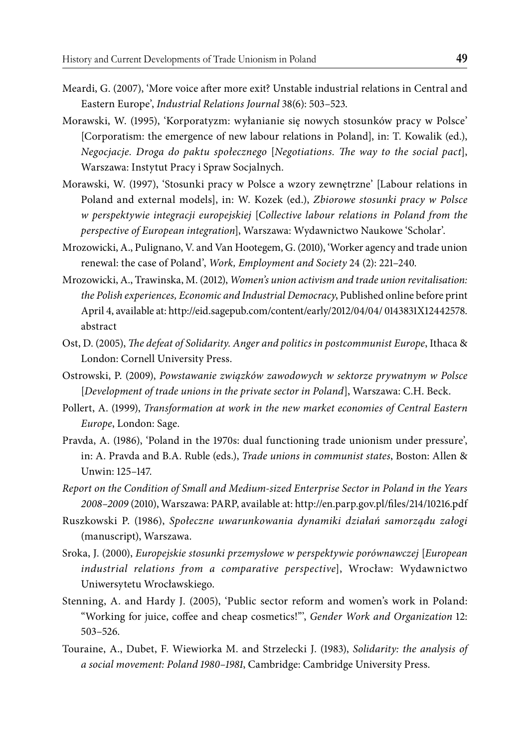Meardi, G. (2007), 'More voice after more exit? Unstable industrial relations in Central and Eastern Europe', *Industrial Relations Journal* 38(6): 503–523.

Morawski, W. (1995), 'Korporatyzm: wyłanianie się nowych stosunków pracy w Polsce' [Corporatism: the emergence of new labour relations in Poland], in: T. Kowalik (ed.), *Negocjacje. Droga do paktu społecznego* [*Negotiations. The way to the social pact*], Warszawa: Instytut Pracy i Spraw Socjalnych.

Morawski, W. (1997), 'Stosunki pracy w Polsce a wzory zewnętrzne' [Labour relations in Poland and external models], in: W. Kozek (ed.), *Zbiorowe stosunki pracy w Polsce w perspektywie integracji europejskiej* [*Collective labour relations in Poland from the perspective of European integration*], Warszawa: Wydawnictwo Naukowe 'Scholar'.

Mrozowicki, A., Pulignano, V. and Van Hootegem, G. (2010), 'Worker agency and trade union renewal: the case of Poland', *Work, Employment and Society* 24 (2): 221–240.

Mrozowicki, A., Trawinska, M. (2012), *Women's union activism and trade union revitalisation: the Polish experiences, Economic and Industrial Democracy*, Published online before print April 4, available at: http://eid.sagepub.com/content/early/2012/04/04/ 0143831X12442578.abstract

Ost, D. (2005), *The defeat of Solidarity. Anger and politics in postcommunist Europe*, Ithaca & London: Cornell University Press.

Ostrowski, P. (2009), *Powstawanie związków zawodowych w sektorze prywatnym w Polsce* [*Development of trade unions in the private sector in Poland*], Warszawa: C.H. Beck.

Pollert, A. (1999), *Transformation at work in the new market economies of Central Eastern Europe*, London: Sage.

Pravda, A. (1986), 'Poland in the 1970s: dual functioning trade unionism under pressure', in: A. Pravda and B.A. Ruble (eds.), *Trade unions in communist states*, Boston: Allen & Unwin: 125–147.

*Report on the Condition of Small and Medium-sized Enterprise Sector in Poland in the Years 2008–2009* (2010), Warszawa: PARP, available at: http://en.parp.gov.pl/files/214/10216.pdf

Ruszkowski P. (1986), *Społeczne uwarunkowania dynamiki działań samorządu załogi* (manuscript), Warszawa.

Sroka, J. (2000), *Europejskie stosunki przemysłowe w perspektywie porównawczej* [*European industrial relations from a comparative perspective*], Wrocław: Wydawnictwo Uniwersytetu Wrocławskiego.

Stenning, A. and Hardy J. (2005), 'Public sector reform and women's work in Poland: "Working for juice, coffee and cheap cosmetics!"', *Gender Work and Organization* 12: 503–526.

Touraine, A., Dubet, F. Wiewiorka M. and Strzelecki J. (1983), *Solidarity: the analysis of a social movement: Poland 1980–1981*, Cambridge: Cambridge University Press.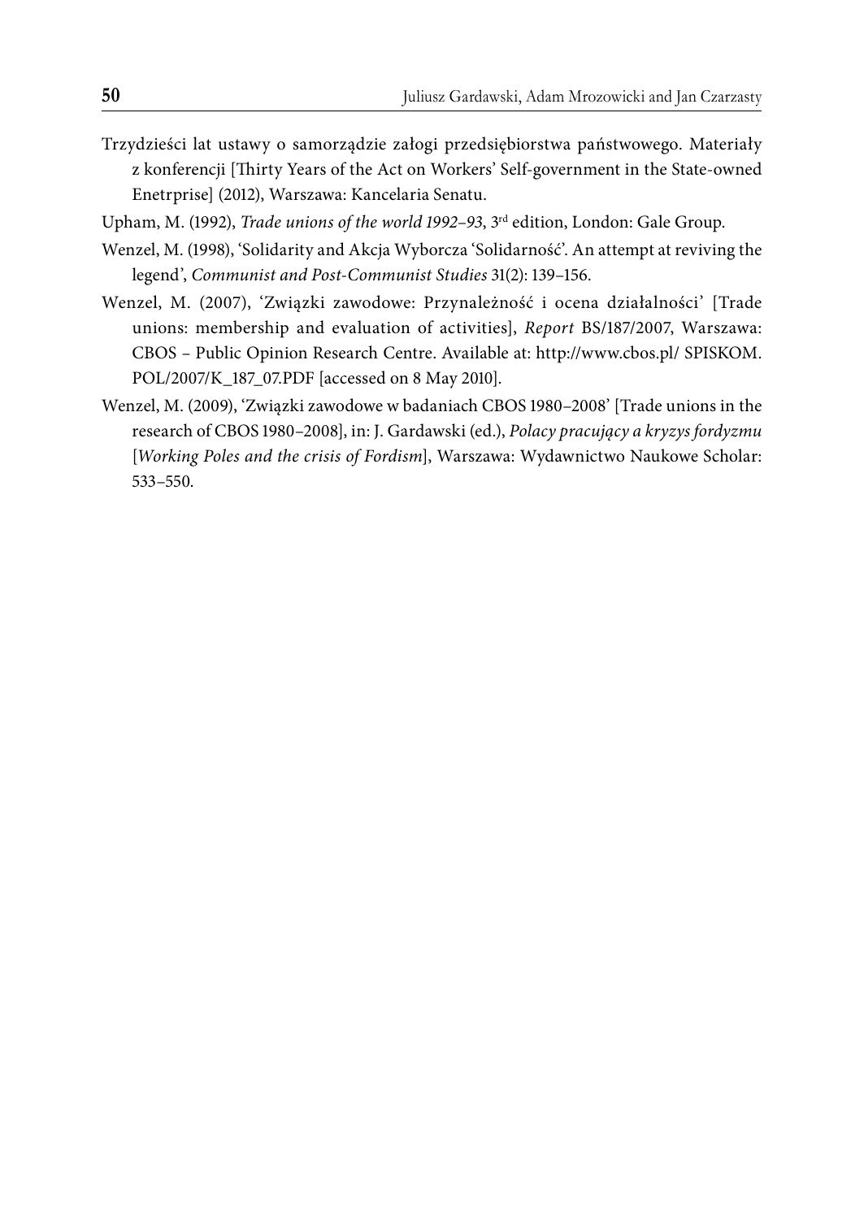Trzydzieści lat ustawy o samorządzie załogi przedsiębiorstwa państwowego. Materiały z konferencji [Thirty Years of the Act on Workers' Self-government in the State-owned Enetrprise] (2012), Warszawa: Kancelaria Senatu.

Upham, M. (1992), *Trade unions of the world 1992–93*, 3rd edition, London: Gale Group.

Wenzel, M. (1998), 'Solidarity and Akcja Wyborcza 'Solidarność'. An attempt at reviving the legend', *Communist and Post-Communist Studies* 31(2): 139–156.

Wenzel, M. (2007), 'Związki zawodowe: Przynależność i ocena działalności' [Trade unions: membership and evaluation of activities], *Report* BS/187/2007, Warszawa: CBOS – Public Opinion Research Centre. Available at: http://www.cbos.pl/ SPISKOM.POL/2007/K_187_07.PDF [accessed on 8 May 2010].

Wenzel, M. (2009), 'Związki zawodowe w badaniach CBOS 1980–2008' [Trade unions in the research of CBOS 1980–2008], in: J. Gardawski (ed.), *Polacy pracujący a kryzys fordyzmu* [*Working Poles and the crisis of Fordism*], Warszawa: Wydawnictwo Naukowe Scholar: 533–550.